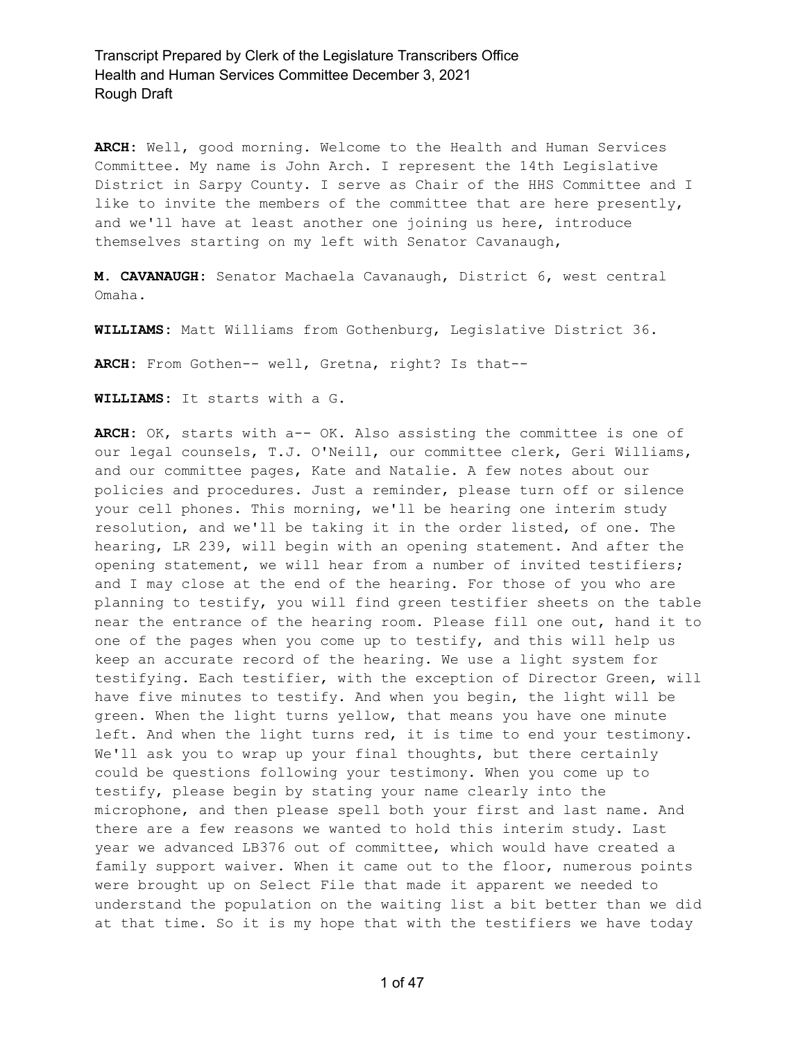**ARCH:** Well, good morning. Welcome to the Health and Human Services Committee. My name is John Arch. I represent the 14th Legislative District in Sarpy County. I serve as Chair of the HHS Committee and I like to invite the members of the committee that are here presently, and we'll have at least another one joining us here, introduce themselves starting on my left with Senator Cavanaugh,

**M. CAVANAUGH:** Senator Machaela Cavanaugh, District 6, west central Omaha.

**WILLIAMS:** Matt Williams from Gothenburg, Legislative District 36.

**ARCH:** From Gothen-- well, Gretna, right? Is that--

**WILLIAMS:** It starts with a G.

**ARCH:** OK, starts with a-- OK. Also assisting the committee is one of our legal counsels, T.J. O'Neill, our committee clerk, Geri Williams, and our committee pages, Kate and Natalie. A few notes about our policies and procedures. Just a reminder, please turn off or silence your cell phones. This morning, we'll be hearing one interim study resolution, and we'll be taking it in the order listed, of one. The hearing, LR 239, will begin with an opening statement. And after the opening statement, we will hear from a number of invited testifiers; and I may close at the end of the hearing. For those of you who are planning to testify, you will find green testifier sheets on the table near the entrance of the hearing room. Please fill one out, hand it to one of the pages when you come up to testify, and this will help us keep an accurate record of the hearing. We use a light system for testifying. Each testifier, with the exception of Director Green, will have five minutes to testify. And when you begin, the light will be green. When the light turns yellow, that means you have one minute left. And when the light turns red, it is time to end your testimony. We'll ask you to wrap up your final thoughts, but there certainly could be questions following your testimony. When you come up to testify, please begin by stating your name clearly into the microphone, and then please spell both your first and last name. And there are a few reasons we wanted to hold this interim study. Last year we advanced LB376 out of committee, which would have created a family support waiver. When it came out to the floor, numerous points were brought up on Select File that made it apparent we needed to understand the population on the waiting list a bit better than we did at that time. So it is my hope that with the testifiers we have today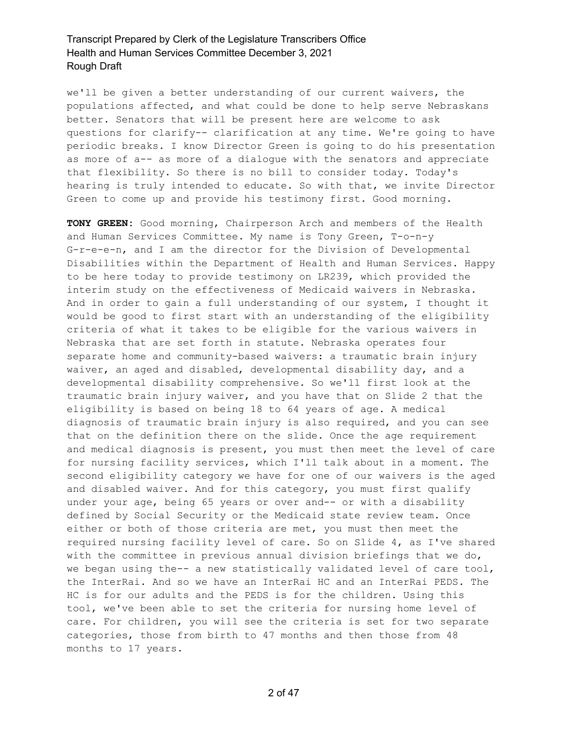we'll be given a better understanding of our current waivers, the populations affected, and what could be done to help serve Nebraskans better. Senators that will be present here are welcome to ask questions for clarify-- clarification at any time. We're going to have periodic breaks. I know Director Green is going to do his presentation as more of a-- as more of a dialogue with the senators and appreciate that flexibility. So there is no bill to consider today. Today's hearing is truly intended to educate. So with that, we invite Director Green to come up and provide his testimony first. Good morning.

**TONY GREEN:** Good morning, Chairperson Arch and members of the Health and Human Services Committee. My name is Tony Green, T-o-n-y G-r-e-e-n, and I am the director for the Division of Developmental Disabilities within the Department of Health and Human Services. Happy to be here today to provide testimony on LR239, which provided the interim study on the effectiveness of Medicaid waivers in Nebraska. And in order to gain a full understanding of our system, I thought it would be good to first start with an understanding of the eligibility criteria of what it takes to be eligible for the various waivers in Nebraska that are set forth in statute. Nebraska operates four separate home and community-based waivers: a traumatic brain injury waiver, an aged and disabled, developmental disability day, and a developmental disability comprehensive. So we'll first look at the traumatic brain injury waiver, and you have that on Slide 2 that the eligibility is based on being 18 to 64 years of age. A medical diagnosis of traumatic brain injury is also required, and you can see that on the definition there on the slide. Once the age requirement and medical diagnosis is present, you must then meet the level of care for nursing facility services, which I'll talk about in a moment. The second eligibility category we have for one of our waivers is the aged and disabled waiver. And for this category, you must first qualify under your age, being 65 years or over and-- or with a disability defined by Social Security or the Medicaid state review team. Once either or both of those criteria are met, you must then meet the required nursing facility level of care. So on Slide 4, as I've shared with the committee in previous annual division briefings that we do, we began using the-- a new statistically validated level of care tool, the InterRai. And so we have an InterRai HC and an InterRai PEDS. The HC is for our adults and the PEDS is for the children. Using this tool, we've been able to set the criteria for nursing home level of care. For children, you will see the criteria is set for two separate categories, those from birth to 47 months and then those from 48 months to 17 years.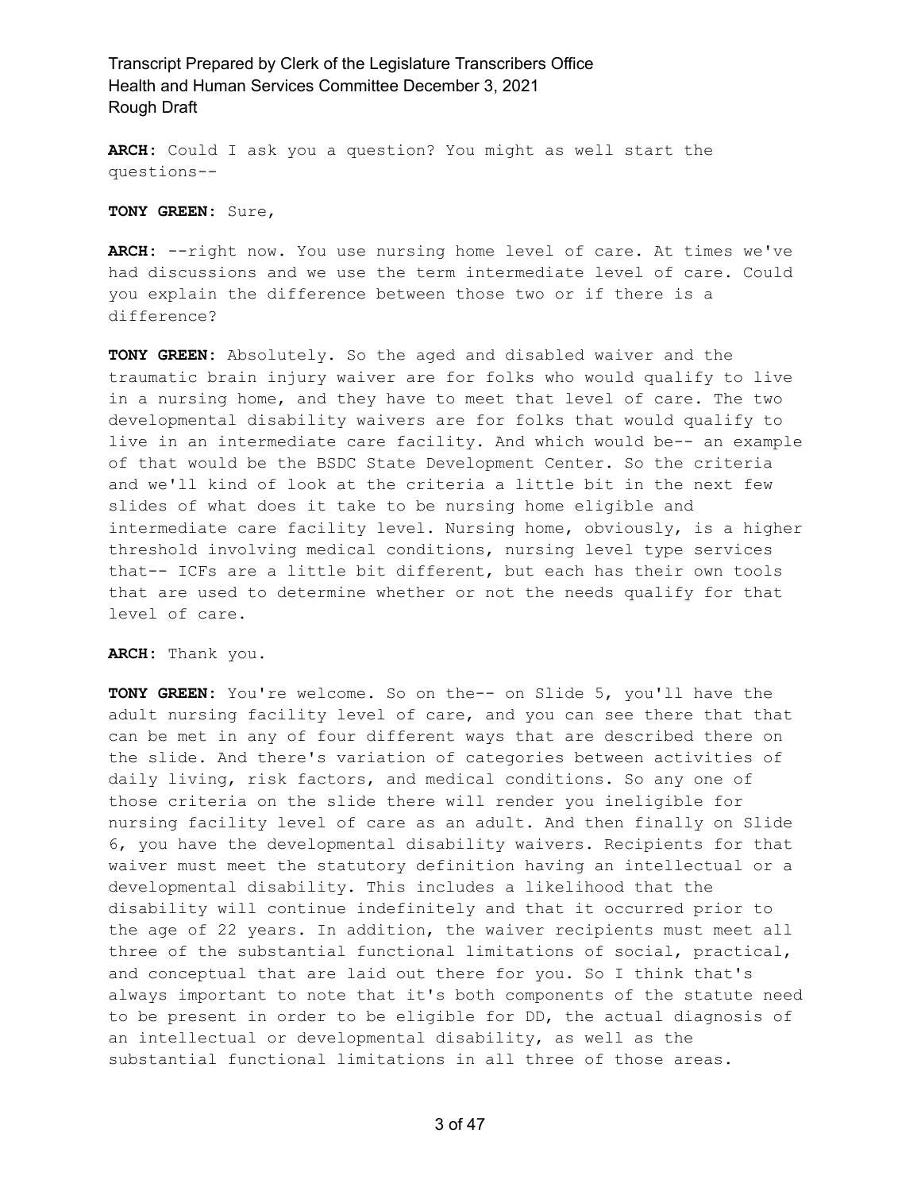**ARCH:** Could I ask you a question? You might as well start the questions--

**TONY GREEN:** Sure,

**ARCH:** --right now. You use nursing home level of care. At times we've had discussions and we use the term intermediate level of care. Could you explain the difference between those two or if there is a difference?

**TONY GREEN:** Absolutely. So the aged and disabled waiver and the traumatic brain injury waiver are for folks who would qualify to live in a nursing home, and they have to meet that level of care. The two developmental disability waivers are for folks that would qualify to live in an intermediate care facility. And which would be-- an example of that would be the BSDC State Development Center. So the criteria and we'll kind of look at the criteria a little bit in the next few slides of what does it take to be nursing home eligible and intermediate care facility level. Nursing home, obviously, is a higher threshold involving medical conditions, nursing level type services that-- ICFs are a little bit different, but each has their own tools that are used to determine whether or not the needs qualify for that level of care.

**ARCH:** Thank you.

**TONY GREEN:** You're welcome. So on the-- on Slide 5, you'll have the adult nursing facility level of care, and you can see there that that can be met in any of four different ways that are described there on the slide. And there's variation of categories between activities of daily living, risk factors, and medical conditions. So any one of those criteria on the slide there will render you ineligible for nursing facility level of care as an adult. And then finally on Slide 6, you have the developmental disability waivers. Recipients for that waiver must meet the statutory definition having an intellectual or a developmental disability. This includes a likelihood that the disability will continue indefinitely and that it occurred prior to the age of 22 years. In addition, the waiver recipients must meet all three of the substantial functional limitations of social, practical, and conceptual that are laid out there for you. So I think that's always important to note that it's both components of the statute need to be present in order to be eligible for DD, the actual diagnosis of an intellectual or developmental disability, as well as the substantial functional limitations in all three of those areas.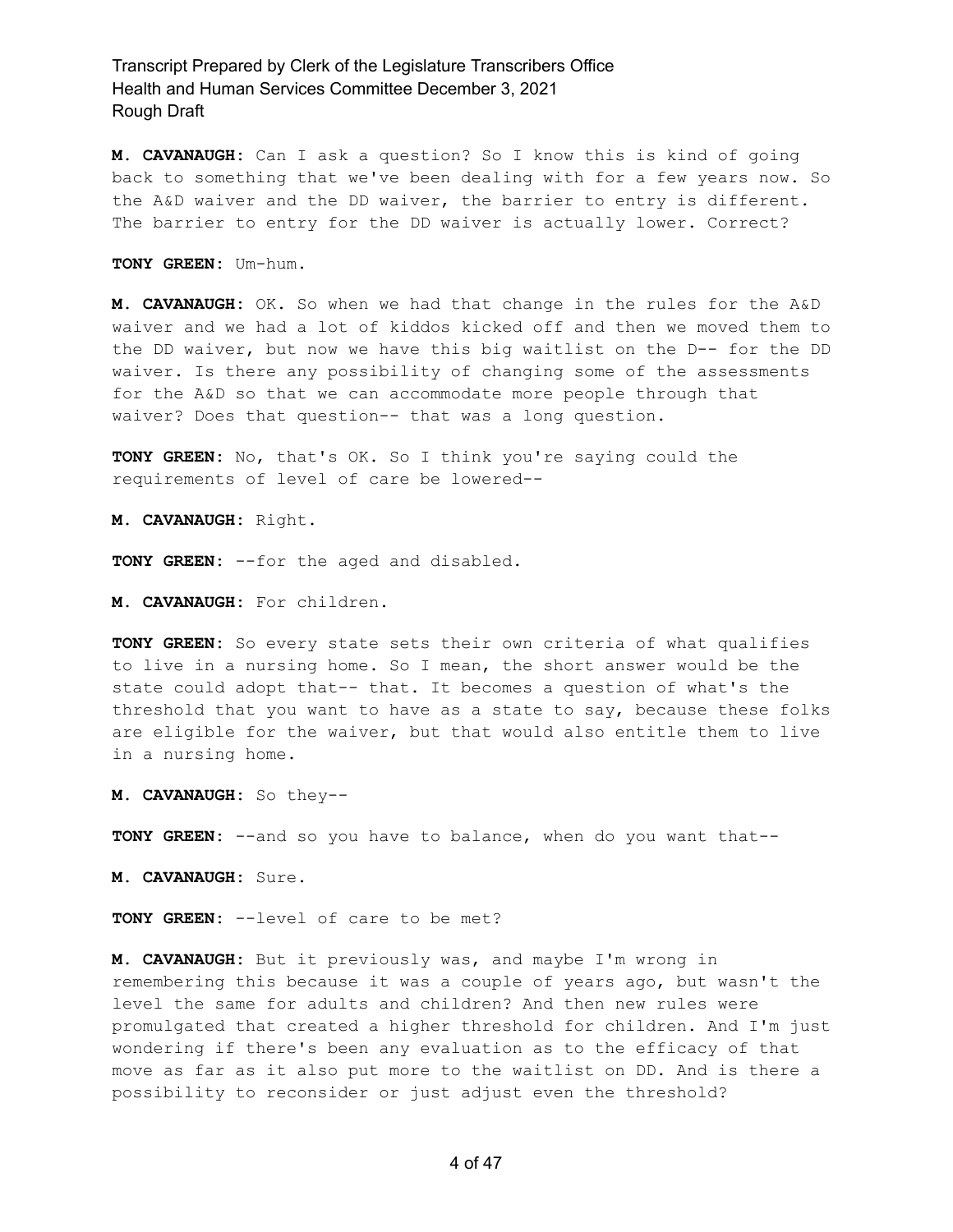**M. CAVANAUGH:** Can I ask a question? So I know this is kind of going back to something that we've been dealing with for a few years now. So the A&D waiver and the DD waiver, the barrier to entry is different. The barrier to entry for the DD waiver is actually lower. Correct?

**TONY GREEN:** Um-hum.

**M. CAVANAUGH:** OK. So when we had that change in the rules for the A&D waiver and we had a lot of kiddos kicked off and then we moved them to the DD waiver, but now we have this big waitlist on the D-- for the DD waiver. Is there any possibility of changing some of the assessments for the A&D so that we can accommodate more people through that waiver? Does that question-- that was a long question.

**TONY GREEN:** No, that's OK. So I think you're saying could the requirements of level of care be lowered--

**M. CAVANAUGH:** Right.

**TONY GREEN:** --for the aged and disabled.

**M. CAVANAUGH:** For children.

**TONY GREEN:** So every state sets their own criteria of what qualifies to live in a nursing home. So I mean, the short answer would be the state could adopt that-- that. It becomes a question of what's the threshold that you want to have as a state to say, because these folks are eligible for the waiver, but that would also entitle them to live in a nursing home.

**M. CAVANAUGH:** So they--

**TONY GREEN:** --and so you have to balance, when do you want that--

**M. CAVANAUGH:** Sure.

**TONY GREEN:** --level of care to be met?

**M. CAVANAUGH:** But it previously was, and maybe I'm wrong in remembering this because it was a couple of years ago, but wasn't the level the same for adults and children? And then new rules were promulgated that created a higher threshold for children. And I'm just wondering if there's been any evaluation as to the efficacy of that move as far as it also put more to the waitlist on DD. And is there a possibility to reconsider or just adjust even the threshold?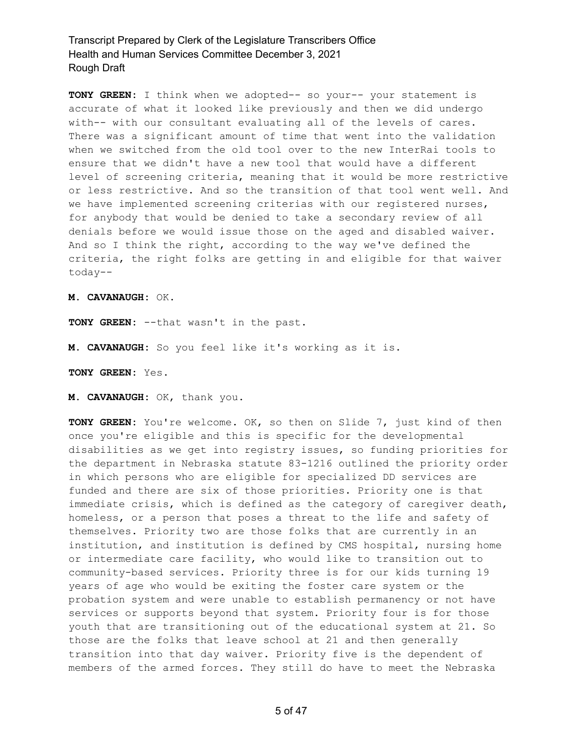**TONY GREEN:** I think when we adopted-- so your-- your statement is accurate of what it looked like previously and then we did undergo with-- with our consultant evaluating all of the levels of cares. There was a significant amount of time that went into the validation when we switched from the old tool over to the new InterRai tools to ensure that we didn't have a new tool that would have a different level of screening criteria, meaning that it would be more restrictive or less restrictive. And so the transition of that tool went well. And we have implemented screening criterias with our registered nurses, for anybody that would be denied to take a secondary review of all denials before we would issue those on the aged and disabled waiver. And so I think the right, according to the way we've defined the criteria, the right folks are getting in and eligible for that waiver today--

**M. CAVANAUGH:** OK.

**TONY GREEN:** --that wasn't in the past.

**M. CAVANAUGH:** So you feel like it's working as it is.

**TONY GREEN:** Yes.

**M. CAVANAUGH:** OK, thank you.

**TONY GREEN:** You're welcome. OK, so then on Slide 7, just kind of then once you're eligible and this is specific for the developmental disabilities as we get into registry issues, so funding priorities for the department in Nebraska statute 83-1216 outlined the priority order in which persons who are eligible for specialized DD services are funded and there are six of those priorities. Priority one is that immediate crisis, which is defined as the category of caregiver death, homeless, or a person that poses a threat to the life and safety of themselves. Priority two are those folks that are currently in an institution, and institution is defined by CMS hospital, nursing home or intermediate care facility, who would like to transition out to community-based services. Priority three is for our kids turning 19 years of age who would be exiting the foster care system or the probation system and were unable to establish permanency or not have services or supports beyond that system. Priority four is for those youth that are transitioning out of the educational system at 21. So those are the folks that leave school at 21 and then generally transition into that day waiver. Priority five is the dependent of members of the armed forces. They still do have to meet the Nebraska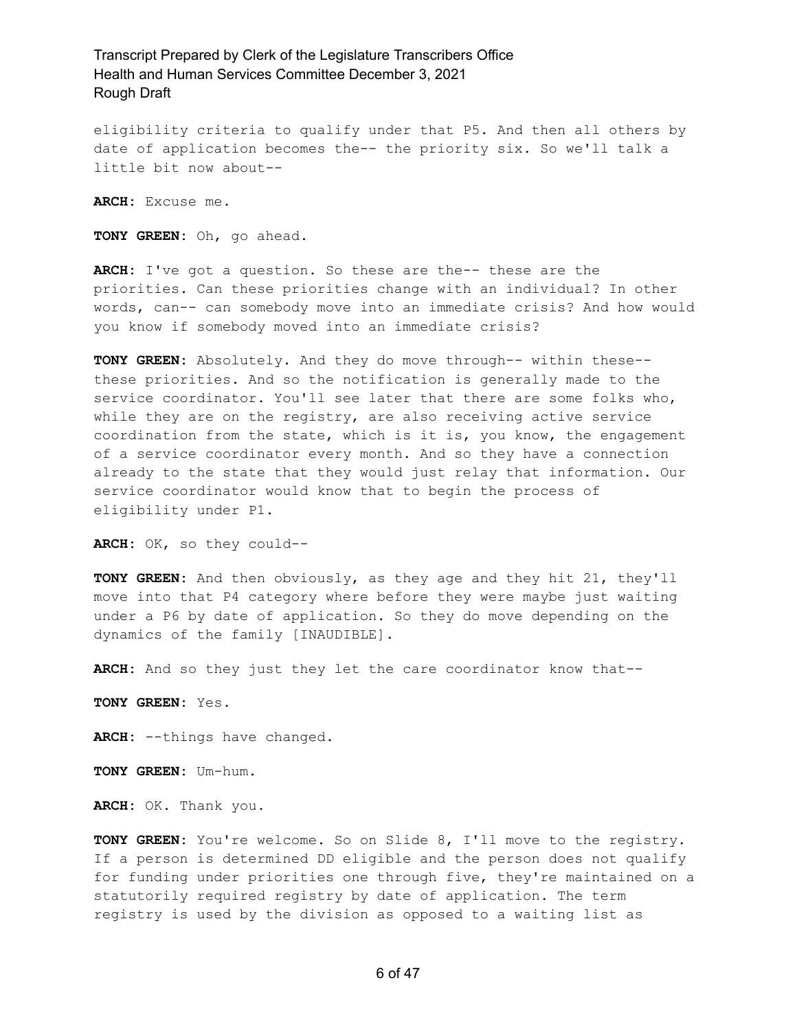eligibility criteria to qualify under that P5. And then all others by date of application becomes the-- the priority six. So we'll talk a little bit now about--

**ARCH:** Excuse me.

**TONY GREEN:** Oh, go ahead.

**ARCH:** I've got a question. So these are the-- these are the priorities. Can these priorities change with an individual? In other words, can-- can somebody move into an immediate crisis? And how would you know if somebody moved into an immediate crisis?

**TONY GREEN:** Absolutely. And they do move through-- within these-- these priorities. And so the notification is generally made to the service coordinator. You'll see later that there are some folks who, while they are on the registry, are also receiving active service coordination from the state, which is it is, you know, the engagement of a service coordinator every month. And so they have a connection already to the state that they would just relay that information. Our service coordinator would know that to begin the process of eligibility under P1.

**ARCH:** OK, so they could--

**TONY GREEN:** And then obviously, as they age and they hit 21, they'll move into that P4 category where before they were maybe just waiting under a P6 by date of application. So they do move depending on the dynamics of the family [INAUDIBLE].

**ARCH:** And so they just they let the care coordinator know that--

**TONY GREEN:** Yes.

**ARCH:** --things have changed.

**TONY GREEN:** Um-hum.

**ARCH:** OK. Thank you.

**TONY GREEN:** You're welcome. So on Slide 8, I'll move to the registry. If a person is determined DD eligible and the person does not qualify for funding under priorities one through five, they're maintained on a statutorily required registry by date of application. The term registry is used by the division as opposed to a waiting list as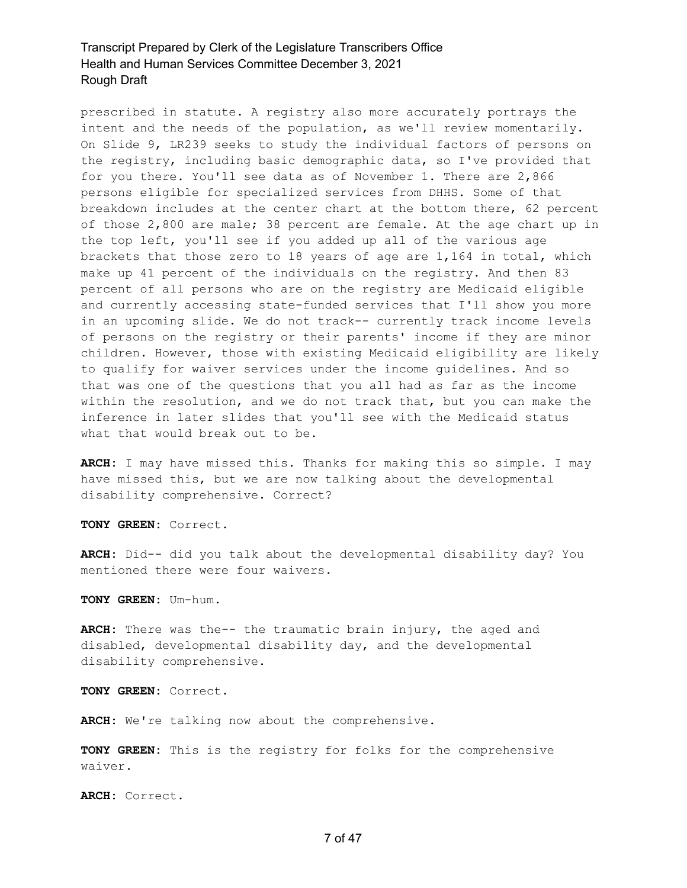prescribed in statute. A registry also more accurately portrays the intent and the needs of the population, as we'll review momentarily. On Slide 9, LR239 seeks to study the individual factors of persons on the registry, including basic demographic data, so I've provided that for you there. You'll see data as of November 1. There are 2,866 persons eligible for specialized services from DHHS. Some of that breakdown includes at the center chart at the bottom there, 62 percent of those 2,800 are male; 38 percent are female. At the age chart up in the top left, you'll see if you added up all of the various age brackets that those zero to 18 years of age are 1,164 in total, which make up 41 percent of the individuals on the registry. And then 83 percent of all persons who are on the registry are Medicaid eligible and currently accessing state-funded services that I'll show you more in an upcoming slide. We do not track-- currently track income levels of persons on the registry or their parents' income if they are minor children. However, those with existing Medicaid eligibility are likely to qualify for waiver services under the income guidelines. And so that was one of the questions that you all had as far as the income within the resolution, and we do not track that, but you can make the inference in later slides that you'll see with the Medicaid status what that would break out to be.

**ARCH:** I may have missed this. Thanks for making this so simple. I may have missed this, but we are now talking about the developmental disability comprehensive. Correct?

**TONY GREEN:** Correct.

**ARCH:** Did-- did you talk about the developmental disability day? You mentioned there were four waivers.

**TONY GREEN:** Um-hum.

**ARCH:** There was the-- the traumatic brain injury, the aged and disabled, developmental disability day, and the developmental disability comprehensive.

**TONY GREEN:** Correct.

**ARCH:** We're talking now about the comprehensive.

**TONY GREEN:** This is the registry for folks for the comprehensive waiver.

**ARCH:** Correct.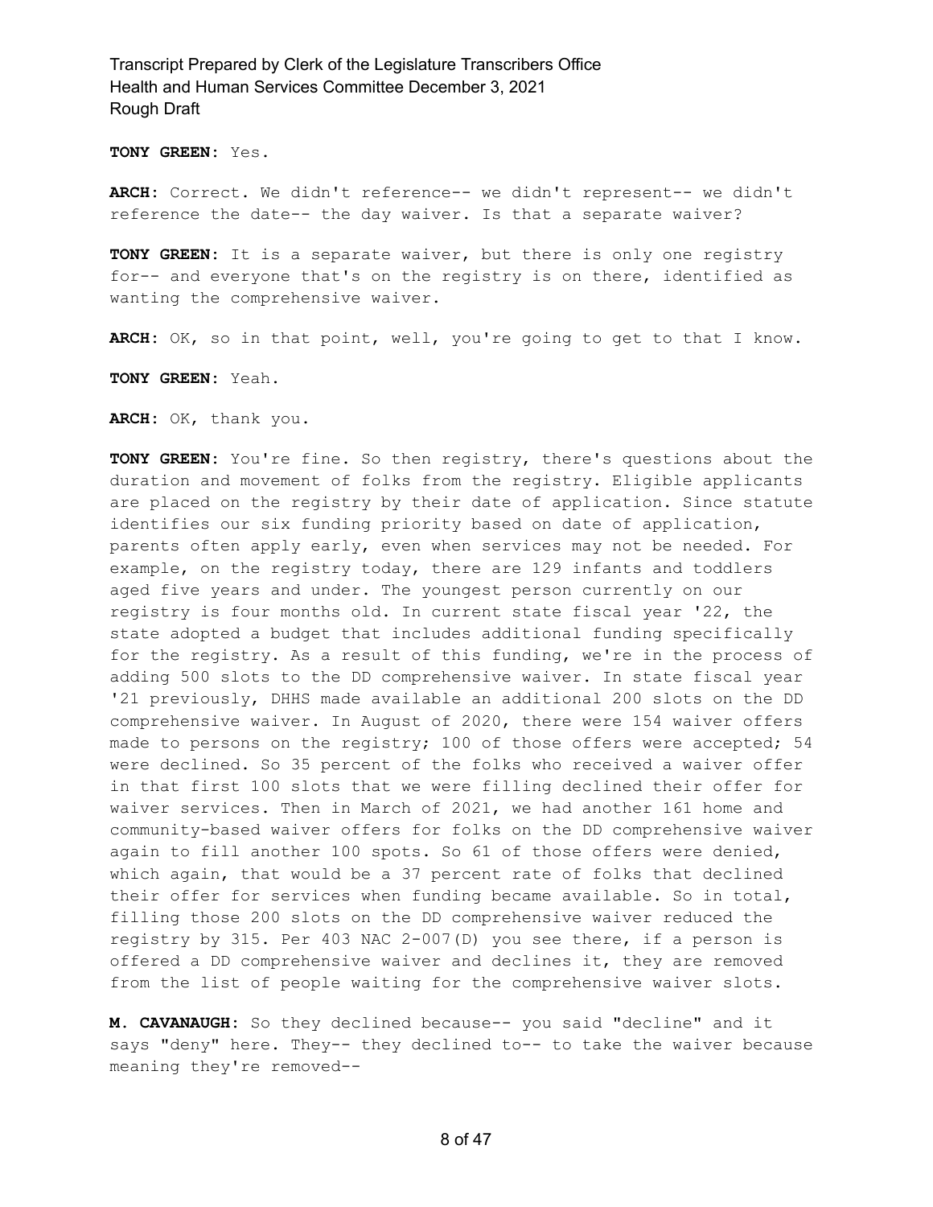**TONY GREEN**: Yes.

**ARCH**: Correct. We didn't reference-- we didn't represent-- we didn't reference the date-- the day waiver. Is that a separate waiver?

**TONY GREEN**: It is a separate waiver, but there is only one registry for-- and everyone that's on the registry is on there, identified as wanting the comprehensive waiver.

**ARCH**: OK, so in that point, well, you're going to get to that I know.

**TONY GREEN**: Yeah.

**ARCH**: OK, thank you.

**TONY GREEN**: You're fine. So then registry, there's questions about the duration and movement of folks from the registry. Eligible applicants are placed on the registry by their date of application. Since statute identifies our six funding priority based on date of application, parents often apply early, even when services may not be needed. For example, on the registry today, there are 129 infants and toddlers aged five years and under. The youngest person currently on our registry is four months old. In current state fiscal year '22, the state adopted a budget that includes additional funding specifically for the registry. As a result of this funding, we're in the process of adding 500 slots to the DD comprehensive waiver. In state fiscal year '21 previously, DHHS made available an additional 200 slots on the DD comprehensive waiver. In August of 2020, there were 154 waiver offers made to persons on the registry; 100 of those offers were accepted; 54 were declined. So 35 percent of the folks who received a waiver offer in that first 100 slots that we were filling declined their offer for waiver services. Then in March of 2021, we had another 161 home and community-based waiver offers for folks on the DD comprehensive waiver again to fill another 100 spots. So 61 of those offers were denied, which again, that would be a 37 percent rate of folks that declined their offer for services when funding became available. So in total, filling those 200 slots on the DD comprehensive waiver reduced the registry by 315. Per 403 NAC 2-007(D) you see there, if a person is offered a DD comprehensive waiver and declines it, they are removed from the list of people waiting for the comprehensive waiver slots.

**M. CAVANAUGH**: So they declined because-- you said "decline" and it says "deny" here. They-- they declined to-- to take the waiver because meaning they're removed--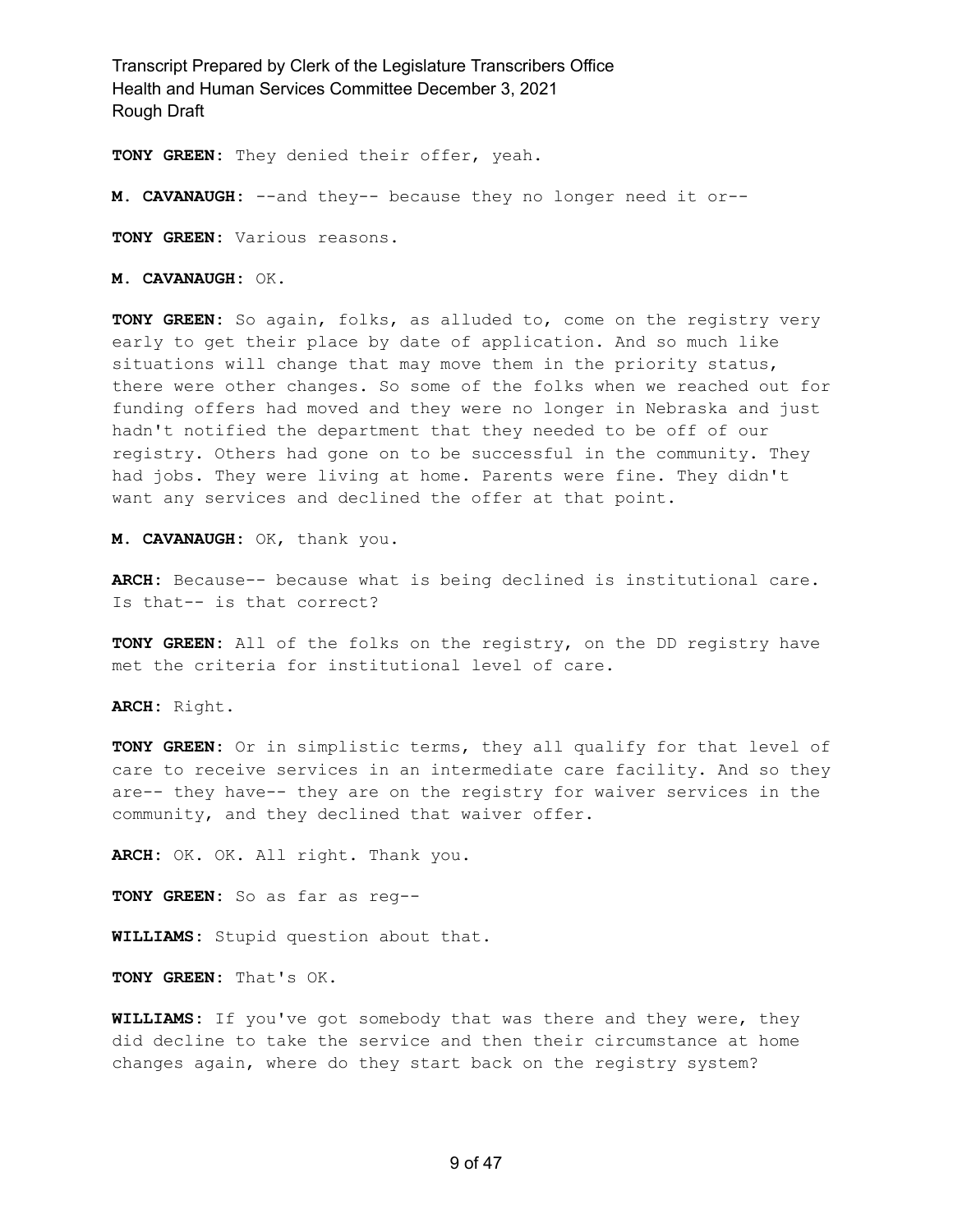**TONY GREEN:** They denied their offer, yeah.

**M. CAVANAUGH:** --and they-- because they no longer need it or--

**TONY GREEN:** Various reasons.

**M. CAVANAUGH:** OK.

**TONY GREEN:** So again, folks, as alluded to, come on the registry very early to get their place by date of application. And so much like situations will change that may move them in the priority status, there were other changes. So some of the folks when we reached out for funding offers had moved and they were no longer in Nebraska and just hadn't notified the department that they needed to be off of our registry. Others had gone on to be successful in the community. They had jobs. They were living at home. Parents were fine. They didn't want any services and declined the offer at that point.

**M. CAVANAUGH:** OK, thank you.

**ARCH:** Because-- because what is being declined is institutional care. Is that-- is that correct?

**TONY GREEN:** All of the folks on the registry, on the DD registry have met the criteria for institutional level of care.

**ARCH:** Right.

**TONY GREEN:** Or in simplistic terms, they all qualify for that level of care to receive services in an intermediate care facility. And so they are-- they have-- they are on the registry for waiver services in the community, and they declined that waiver offer.

**ARCH:** OK. OK. All right. Thank you.

**TONY GREEN:** So as far as reg--

**WILLIAMS:** Stupid question about that.

**TONY GREEN:** That's OK.

**WILLIAMS:** If you've got somebody that was there and they were, they did decline to take the service and then their circumstance at home changes again, where do they start back on the registry system?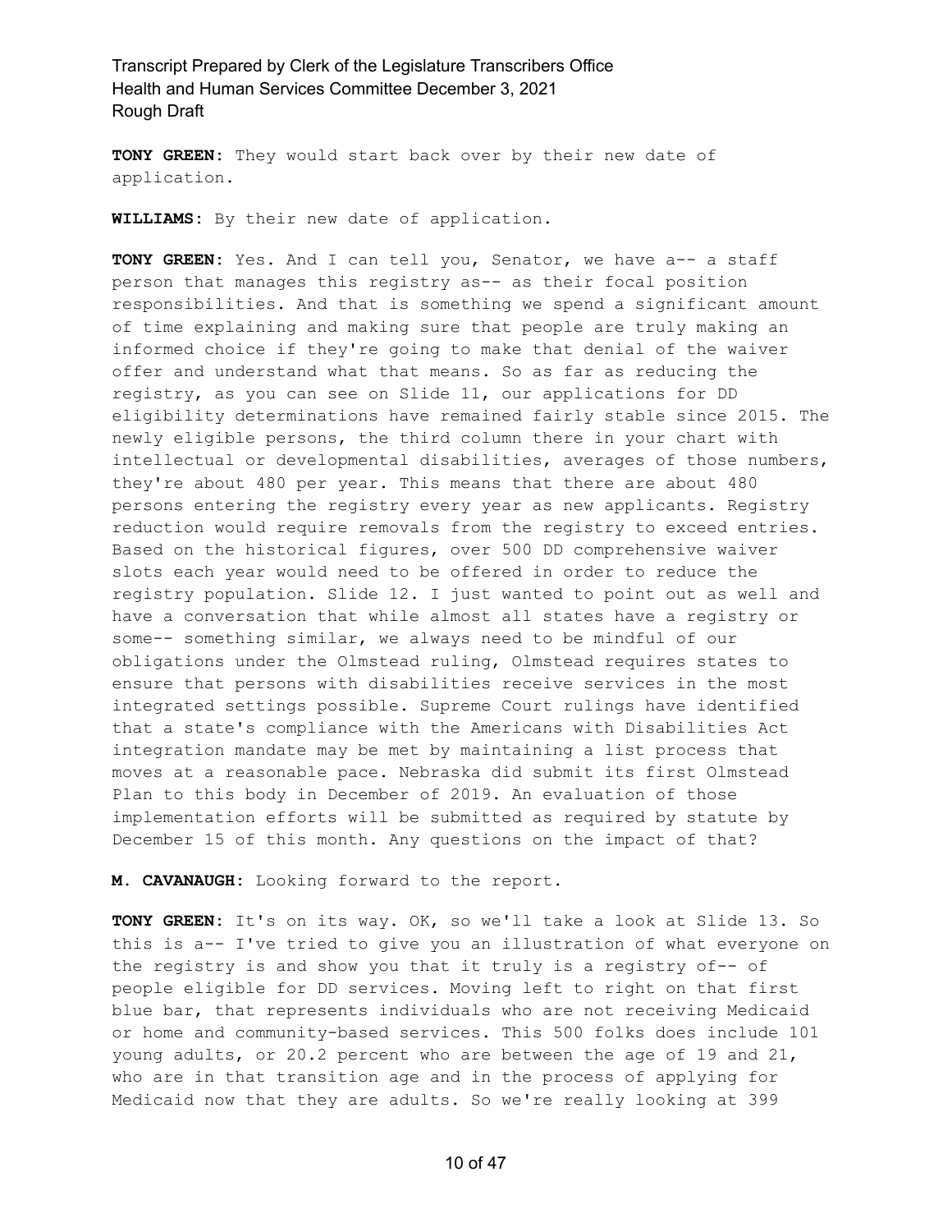**TONY GREEN:** They would start back over by their new date of application.

**WILLIAMS:** By their new date of application.

**TONY GREEN:** Yes. And I can tell you, Senator, we have a-- a staff person that manages this registry as-- as their focal position responsibilities. And that is something we spend a significant amount of time explaining and making sure that people are truly making an informed choice if they're going to make that denial of the waiver offer and understand what that means. So as far as reducing the registry, as you can see on Slide 11, our applications for DD eligibility determinations have remained fairly stable since 2015. The newly eligible persons, the third column there in your chart with intellectual or developmental disabilities, averages of those numbers, they're about 480 per year. This means that there are about 480 persons entering the registry every year as new applicants. Registry reduction would require removals from the registry to exceed entries. Based on the historical figures, over 500 DD comprehensive waiver slots each year would need to be offered in order to reduce the registry population. Slide 12. I just wanted to point out as well and have a conversation that while almost all states have a registry or some-- something similar, we always need to be mindful of our obligations under the Olmstead ruling, Olmstead requires states to ensure that persons with disabilities receive services in the most integrated settings possible. Supreme Court rulings have identified that a state's compliance with the Americans with Disabilities Act integration mandate may be met by maintaining a list process that moves at a reasonable pace. Nebraska did submit its first Olmstead Plan to this body in December of 2019. An evaluation of those implementation efforts will be submitted as required by statute by December 15 of this month. Any questions on the impact of that?

**M. CAVANAUGH:** Looking forward to the report.

**TONY GREEN:** It's on its way. OK, so we'll take a look at Slide 13. So this is a-- I've tried to give you an illustration of what everyone on the registry is and show you that it truly is a registry of-- of people eligible for DD services. Moving left to right on that first blue bar, that represents individuals who are not receiving Medicaid or home and community-based services. This 500 folks does include 101 young adults, or 20.2 percent who are between the age of 19 and 21, who are in that transition age and in the process of applying for Medicaid now that they are adults. So we're really looking at 399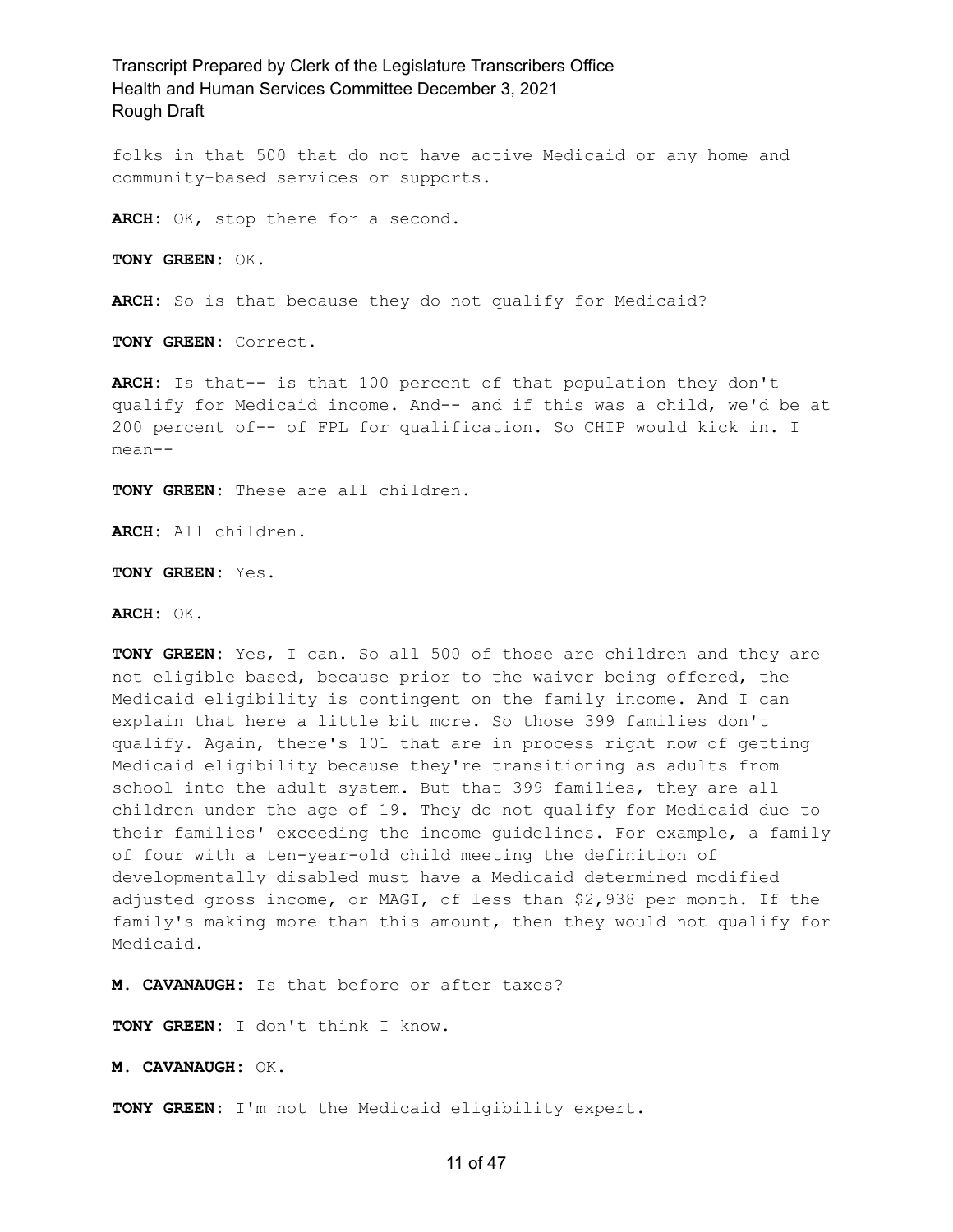folks in that 500 that do not have active Medicaid or any home and community-based services or supports.

**ARCH:** OK, stop there for a second.

**TONY GREEN:** OK.

**ARCH:** So is that because they do not qualify for Medicaid?

**TONY GREEN:** Correct.

**ARCH:** Is that-- is that 100 percent of that population they don't qualify for Medicaid income. And-- and if this was a child, we'd be at 200 percent of-- of FPL for qualification. So CHIP would kick in. I mean--

**TONY GREEN:** These are all children.

**ARCH:** All children.

**TONY GREEN:** Yes.

**ARCH:** OK.

**TONY GREEN:** Yes, I can. So all 500 of those are children and they are not eligible based, because prior to the waiver being offered, the Medicaid eligibility is contingent on the family income. And I can explain that here a little bit more. So those 399 families don't qualify. Again, there's 101 that are in process right now of getting Medicaid eligibility because they're transitioning as adults from school into the adult system. But that 399 families, they are all children under the age of 19. They do not qualify for Medicaid due to their families' exceeding the income guidelines. For example, a family of four with a ten-year-old child meeting the definition of developmentally disabled must have a Medicaid determined modified adjusted gross income, or MAGI, of less than $2,938 per month. If the family's making more than this amount, then they would not qualify for Medicaid.

**M. CAVANAUGH:** Is that before or after taxes?

**TONY GREEN:** I don't think I know.

**M. CAVANAUGH:** OK.

**TONY GREEN:** I'm not the Medicaid eligibility expert.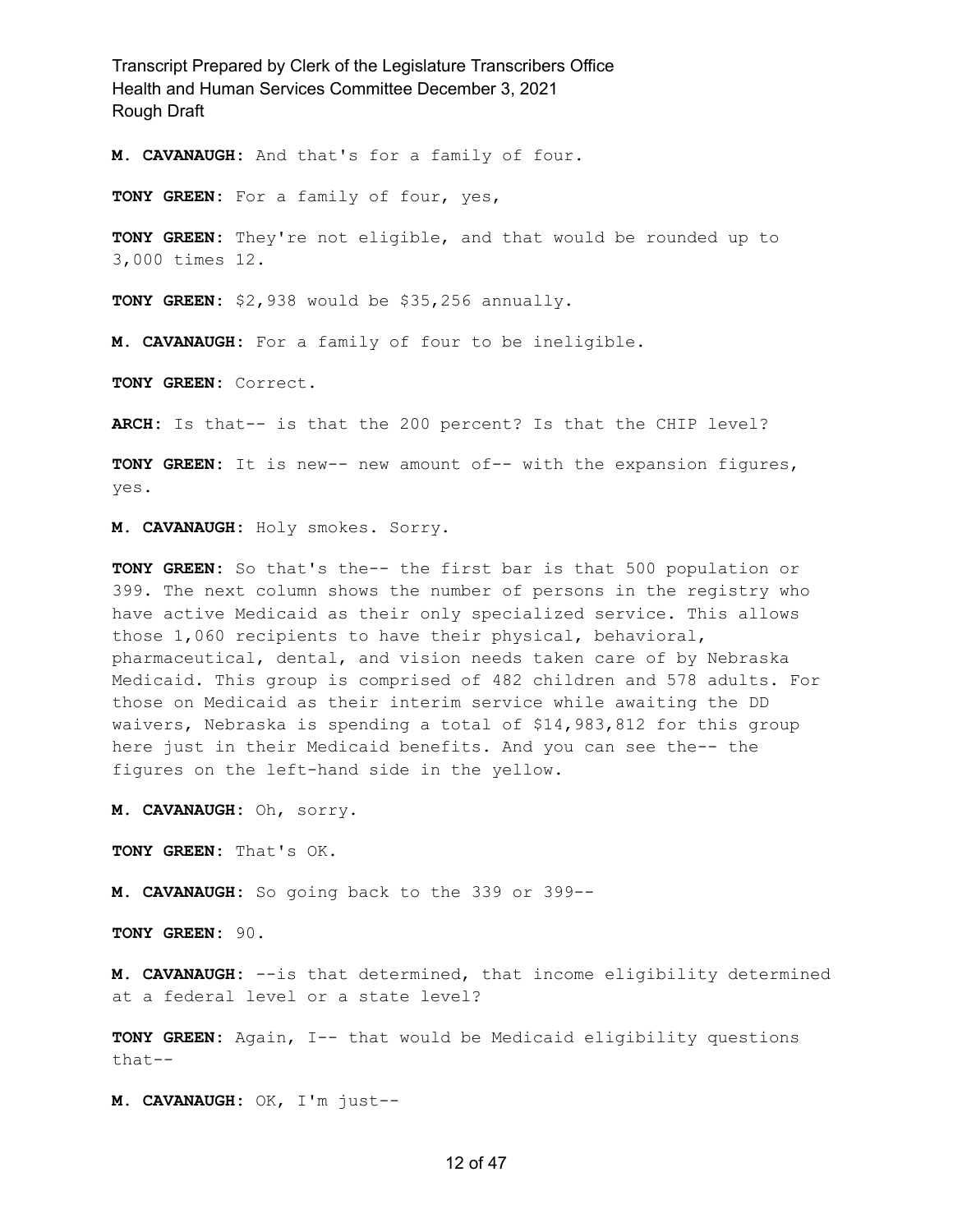**M. CAVANAUGH:** And that's for a family of four.

**TONY GREEN:** For a family of four, yes,

**TONY GREEN:** They're not eligible, and that would be rounded up to 3,000 times 12.

**TONY GREEN:** $2,938 would be $35,256 annually.

**M. CAVANAUGH:** For a family of four to be ineligible.

**TONY GREEN:** Correct.

**ARCH:** Is that-- is that the 200 percent? Is that the CHIP level?

**TONY GREEN:** It is new-- new amount of-- with the expansion figures, yes.

**M. CAVANAUGH:** Holy smokes. Sorry.

**TONY GREEN:** So that's the-- the first bar is that 500 population or 399. The next column shows the number of persons in the registry who have active Medicaid as their only specialized service. This allows those 1,060 recipients to have their physical, behavioral, pharmaceutical, dental, and vision needs taken care of by Nebraska Medicaid. This group is comprised of 482 children and 578 adults. For those on Medicaid as their interim service while awaiting the DD waivers, Nebraska is spending a total of $14,983,812 for this group here just in their Medicaid benefits. And you can see the-- the figures on the left-hand side in the yellow.

**M. CAVANAUGH:** Oh, sorry.

**TONY GREEN:** That's OK.

**M. CAVANAUGH:** So going back to the 339 or 399--

**TONY GREEN:** 90.

**M. CAVANAUGH:** --is that determined, that income eligibility determined at a federal level or a state level?

**TONY GREEN:** Again, I-- that would be Medicaid eligibility questions that--

**M. CAVANAUGH:** OK, I'm just--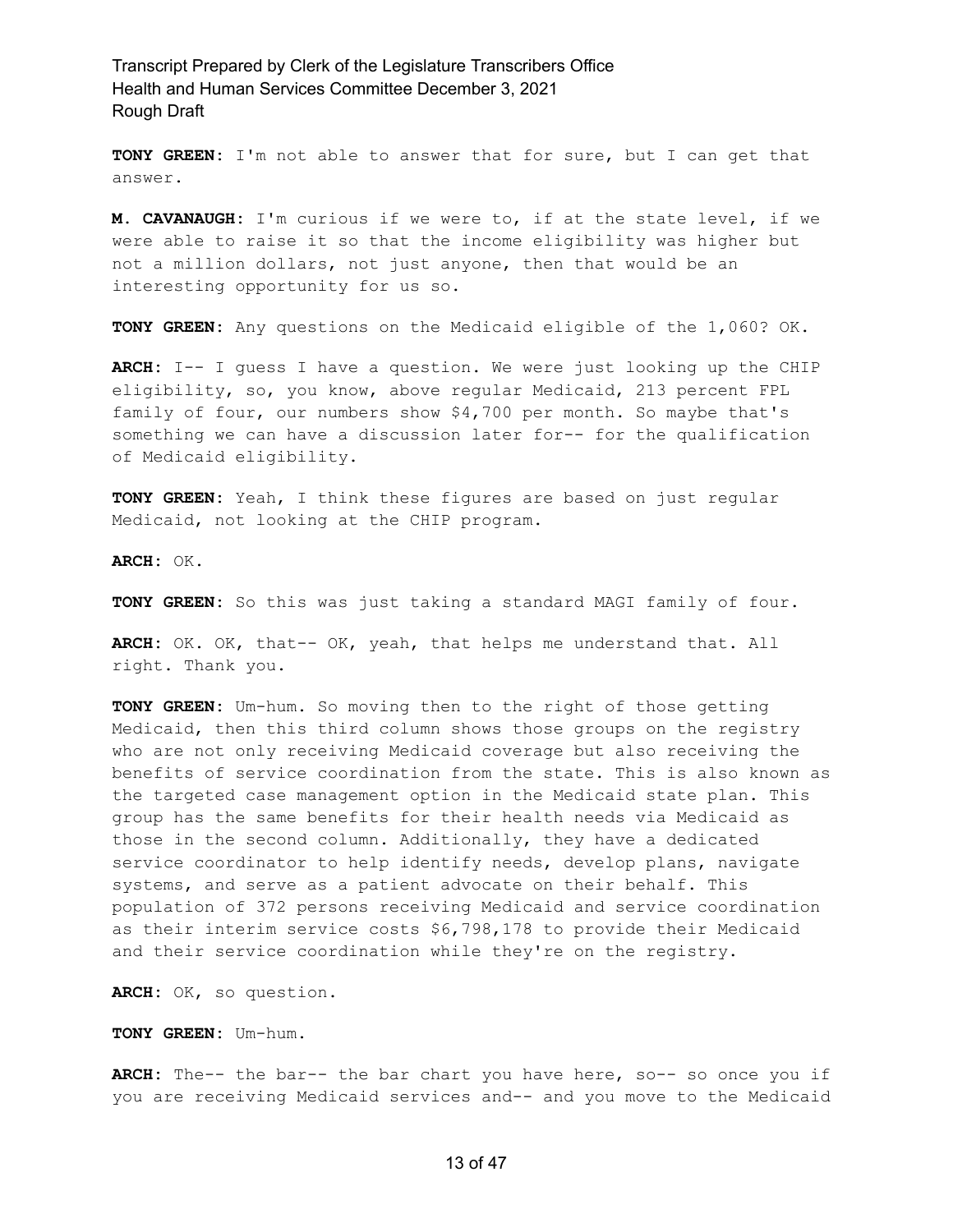**TONY GREEN:** I'm not able to answer that for sure, but I can get that answer.

**M. CAVANAUGH:** I'm curious if we were to, if at the state level, if we were able to raise it so that the income eligibility was higher but not a million dollars, not just anyone, then that would be an interesting opportunity for us so.

**TONY GREEN:** Any questions on the Medicaid eligible of the 1,060? OK.

**ARCH:** I-- I guess I have a question. We were just looking up the CHIP eligibility, so, you know, above regular Medicaid, 213 percent FPL family of four, our numbers show $4,700 per month. So maybe that's something we can have a discussion later for-- for the qualification of Medicaid eligibility.

**TONY GREEN:** Yeah, I think these figures are based on just regular Medicaid, not looking at the CHIP program.

**ARCH:** OK.

**TONY GREEN:** So this was just taking a standard MAGI family of four.

**ARCH:** OK. OK, that-- OK, yeah, that helps me understand that. All right. Thank you.

**TONY GREEN:** Um-hum. So moving then to the right of those getting Medicaid, then this third column shows those groups on the registry who are not only receiving Medicaid coverage but also receiving the benefits of service coordination from the state. This is also known as the targeted case management option in the Medicaid state plan. This group has the same benefits for their health needs via Medicaid as those in the second column. Additionally, they have a dedicated service coordinator to help identify needs, develop plans, navigate systems, and serve as a patient advocate on their behalf. This population of 372 persons receiving Medicaid and service coordination as their interim service costs $6,798,178 to provide their Medicaid and their service coordination while they're on the registry.

**ARCH:** OK, so question.

**TONY GREEN:** Um-hum.

**ARCH:** The-- the bar-- the bar chart you have here, so-- so once you if you are receiving Medicaid services and-- and you move to the Medicaid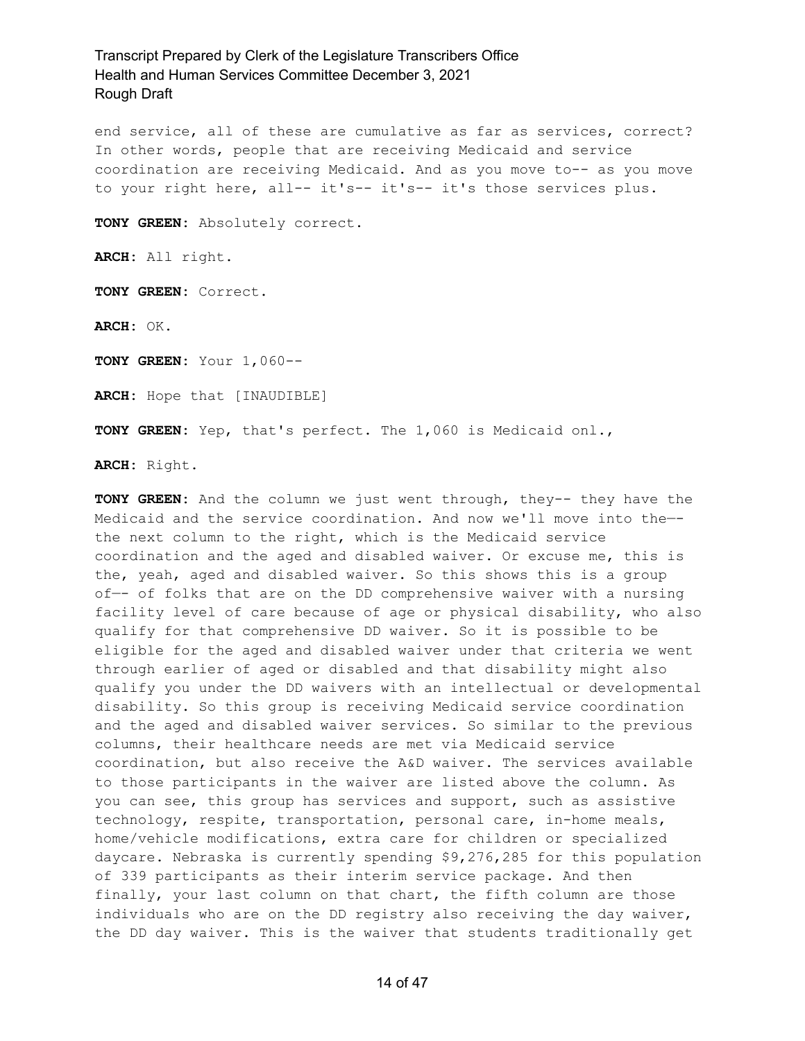end service, all of these are cumulative as far as services, correct? In other words, people that are receiving Medicaid and service coordination are receiving Medicaid. And as you move to-- as you move to your right here, all-- it's-- it's-- it's those services plus.

**TONY GREEN:** Absolutely correct.

**ARCH:** All right.

**TONY GREEN:** Correct.

**ARCH:** OK.

**TONY GREEN:** Your 1,060--

**ARCH:** Hope that [INAUDIBLE]

**TONY GREEN:** Yep, that's perfect. The 1,060 is Medicaid onl.,

**ARCH:** Right.

**TONY GREEN:** And the column we just went through, they-- they have the Medicaid and the service coordination. And now we'll move into the-- the next column to the right, which is the Medicaid service coordination and the aged and disabled waiver. Or excuse me, this is the, yeah, aged and disabled waiver. So this shows this is a group of-- of folks that are on the DD comprehensive waiver with a nursing facility level of care because of age or physical disability, who also qualify for that comprehensive DD waiver. So it is possible to be eligible for the aged and disabled waiver under that criteria we went through earlier of aged or disabled and that disability might also qualify you under the DD waivers with an intellectual or developmental disability. So this group is receiving Medicaid service coordination and the aged and disabled waiver services. So similar to the previous columns, their healthcare needs are met via Medicaid service coordination, but also receive the A&D waiver. The services available to those participants in the waiver are listed above the column. As you can see, this group has services and support, such as assistive technology, respite, transportation, personal care, in-home meals, home/vehicle modifications, extra care for children or specialized daycare. Nebraska is currently spending $9,276,285 for this population of 339 participants as their interim service package. And then finally, your last column on that chart, the fifth column are those individuals who are on the DD registry also receiving the day waiver, the DD day waiver. This is the waiver that students traditionally get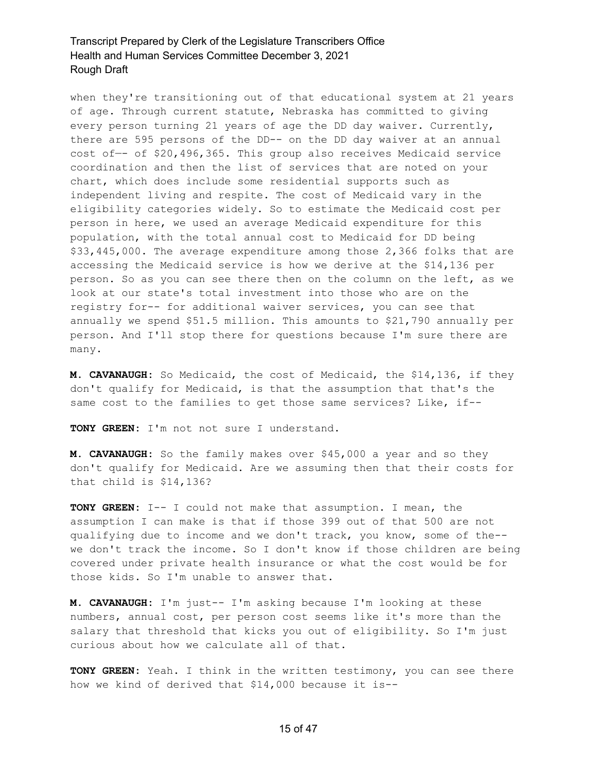when they're transitioning out of that educational system at 21 years of age. Through current statute, Nebraska has committed to giving every person turning 21 years of age the DD day waiver. Currently, there are 595 persons of the DD-- on the DD day waiver at an annual cost of—- of $20,496,365. This group also receives Medicaid service coordination and then the list of services that are noted on your chart, which does include some residential supports such as independent living and respite. The cost of Medicaid vary in the eligibility categories widely. So to estimate the Medicaid cost per person in here, we used an average Medicaid expenditure for this population, with the total annual cost to Medicaid for DD being $33,445,000. The average expenditure among those 2,366 folks that are accessing the Medicaid service is how we derive at the $14,136 per person. So as you can see there then on the column on the left, as we look at our state's total investment into those who are on the registry for-- for additional waiver services, you can see that annually we spend $51.5 million. This amounts to $21,790 annually per person. And I'll stop there for questions because I'm sure there are many.

**M. CAVANAUGH:** So Medicaid, the cost of Medicaid, the $14,136, if they don't qualify for Medicaid, is that the assumption that that's the same cost to the families to get those same services? Like, if--

**TONY GREEN:** I'm not not sure I understand.

**M. CAVANAUGH:** So the family makes over $45,000 a year and so they don't qualify for Medicaid. Are we assuming then that their costs for that child is $14,136?

**TONY GREEN:** I-- I could not make that assumption. I mean, the assumption I can make is that if those 399 out of that 500 are not qualifying due to income and we don't track, you know, some of the-- we don't track the income. So I don't know if those children are being covered under private health insurance or what the cost would be for those kids. So I'm unable to answer that.

**M. CAVANAUGH:** I'm just-- I'm asking because I'm looking at these numbers, annual cost, per person cost seems like it's more than the salary that threshold that kicks you out of eligibility. So I'm just curious about how we calculate all of that.

**TONY GREEN:** Yeah. I think in the written testimony, you can see there how we kind of derived that $14,000 because it is--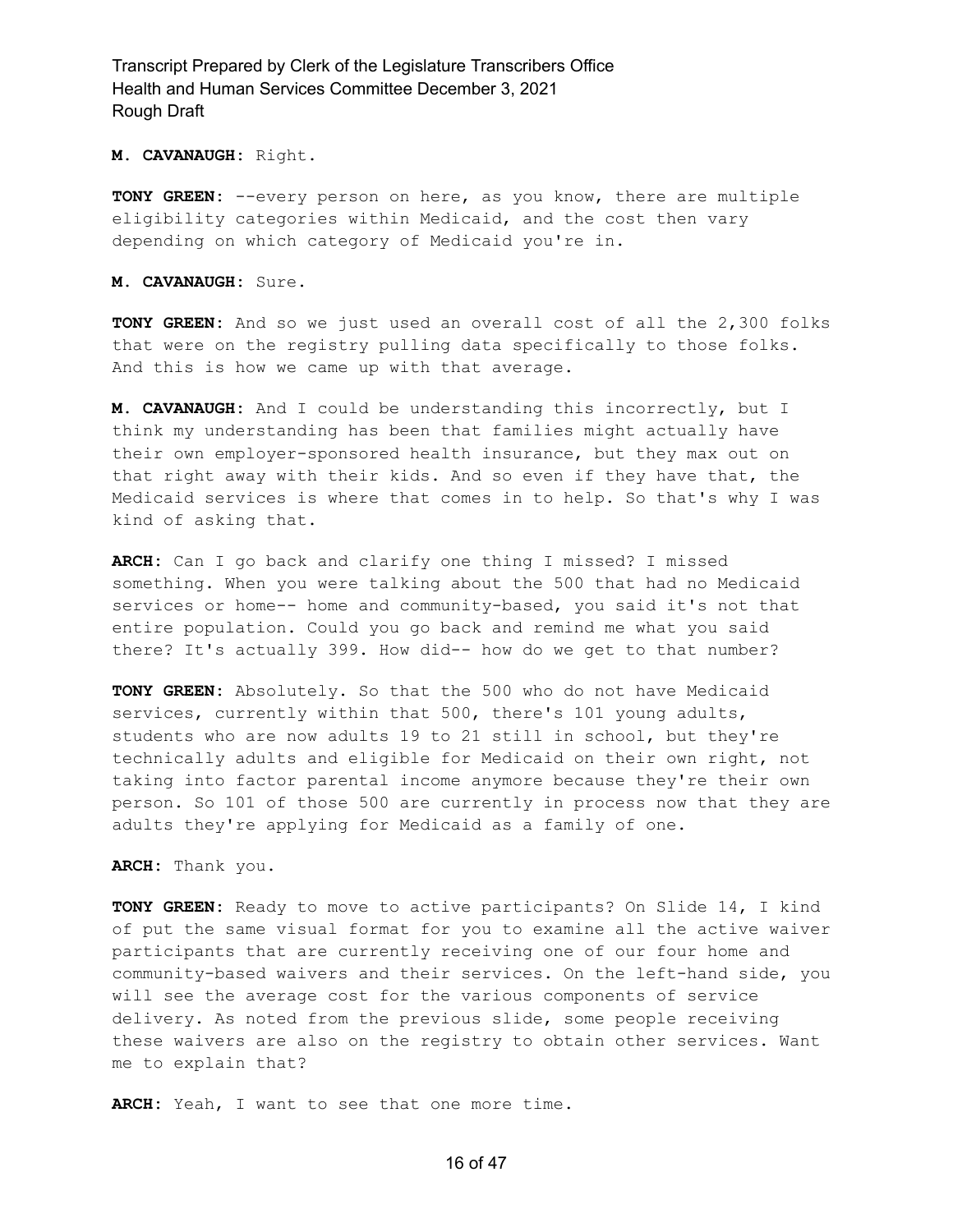**M. CAVANAUGH:** Right.

**TONY GREEN:** --every person on here, as you know, there are multiple eligibility categories within Medicaid, and the cost then vary depending on which category of Medicaid you're in.

**M. CAVANAUGH:** Sure.

**TONY GREEN:** And so we just used an overall cost of all the 2,300 folks that were on the registry pulling data specifically to those folks. And this is how we came up with that average.

**M. CAVANAUGH:** And I could be understanding this incorrectly, but I think my understanding has been that families might actually have their own employer-sponsored health insurance, but they max out on that right away with their kids. And so even if they have that, the Medicaid services is where that comes in to help. So that's why I was kind of asking that.

**ARCH:** Can I go back and clarify one thing I missed? I missed something. When you were talking about the 500 that had no Medicaid services or home-- home and community-based, you said it's not that entire population. Could you go back and remind me what you said there? It's actually 399. How did-- how do we get to that number?

**TONY GREEN:** Absolutely. So that the 500 who do not have Medicaid services, currently within that 500, there's 101 young adults, students who are now adults 19 to 21 still in school, but they're technically adults and eligible for Medicaid on their own right, not taking into factor parental income anymore because they're their own person. So 101 of those 500 are currently in process now that they are adults they're applying for Medicaid as a family of one.

**ARCH:** Thank you.

**TONY GREEN:** Ready to move to active participants? On Slide 14, I kind of put the same visual format for you to examine all the active waiver participants that are currently receiving one of our four home and community-based waivers and their services. On the left-hand side, you will see the average cost for the various components of service delivery. As noted from the previous slide, some people receiving these waivers are also on the registry to obtain other services. Want me to explain that?

**ARCH:** Yeah, I want to see that one more time.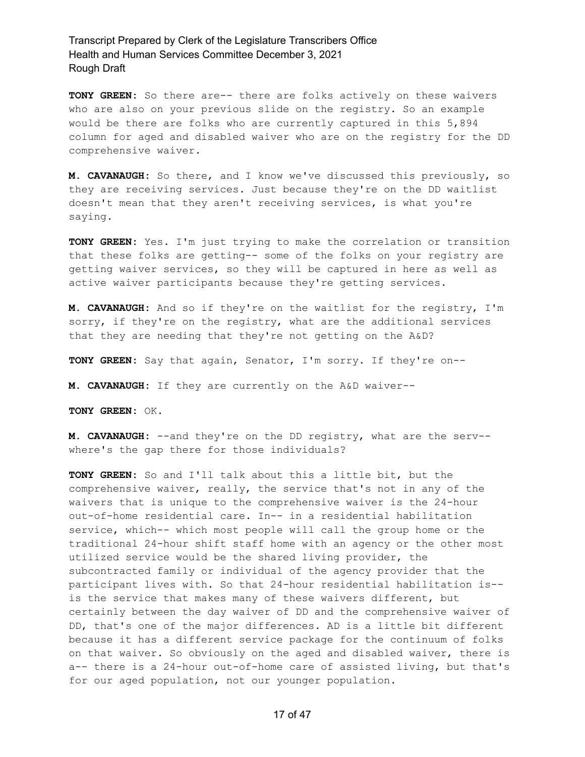**TONY GREEN:** So there are-- there are folks actively on these waivers who are also on your previous slide on the registry. So an example would be there are folks who are currently captured in this 5,894 column for aged and disabled waiver who are on the registry for the DD comprehensive waiver.

**M. CAVANAUGH:** So there, and I know we've discussed this previously, so they are receiving services. Just because they're on the DD waitlist doesn't mean that they aren't receiving services, is what you're saying.

**TONY GREEN:** Yes. I'm just trying to make the correlation or transition that these folks are getting-- some of the folks on your registry are getting waiver services, so they will be captured in here as well as active waiver participants because they're getting services.

**M. CAVANAUGH:** And so if they're on the waitlist for the registry, I'm sorry, if they're on the registry, what are the additional services that they are needing that they're not getting on the A&D?

**TONY GREEN:** Say that again, Senator, I'm sorry. If they're on--

**M. CAVANAUGH:** If they are currently on the A&D waiver--

**TONY GREEN:** OK.

**M. CAVANAUGH:** --and they're on the DD registry, what are the serv-- where's the gap there for those individuals?

**TONY GREEN:** So and I'll talk about this a little bit, but the comprehensive waiver, really, the service that's not in any of the waivers that is unique to the comprehensive waiver is the 24-hour out-of-home residential care. In-- in a residential habilitation service, which-- which most people will call the group home or the traditional 24-hour shift staff home with an agency or the other most utilized service would be the shared living provider, the subcontracted family or individual of the agency provider that the participant lives with. So that 24-hour residential habilitation is-- is the service that makes many of these waivers different, but certainly between the day waiver of DD and the comprehensive waiver of DD, that's one of the major differences. AD is a little bit different because it has a different service package for the continuum of folks on that waiver. So obviously on the aged and disabled waiver, there is a-- there is a 24-hour out-of-home care of assisted living, but that's for our aged population, not our younger population.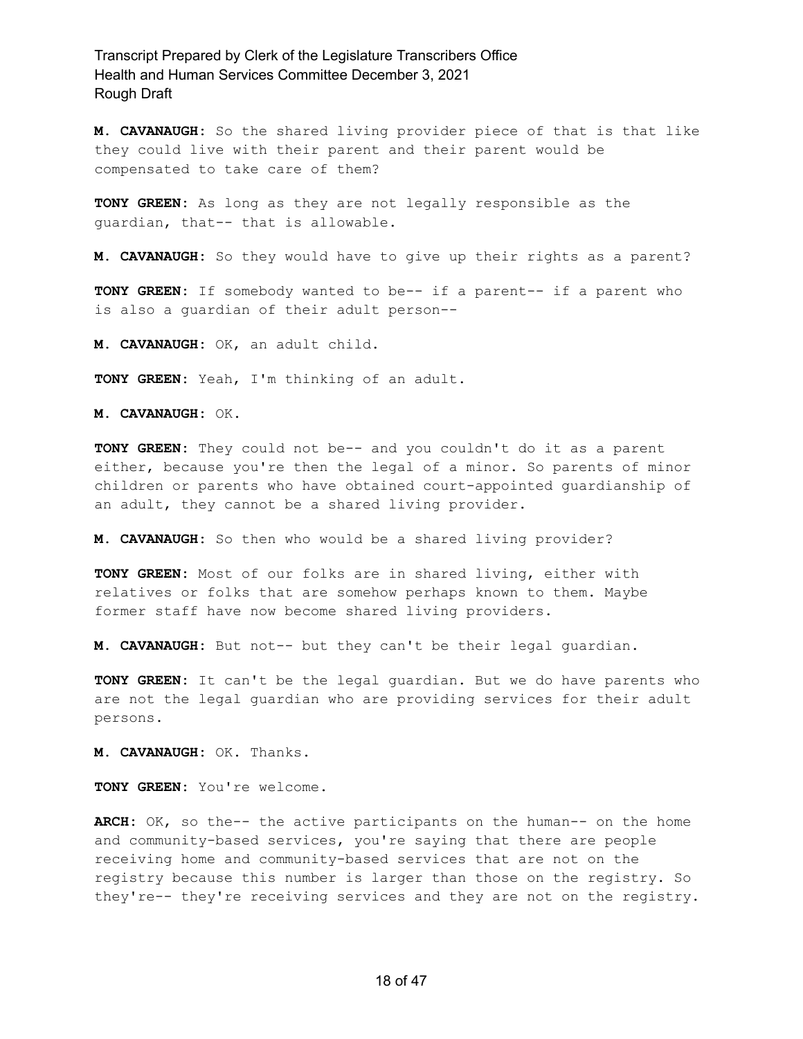**M. CAVANAUGH:** So the shared living provider piece of that is that like they could live with their parent and their parent would be compensated to take care of them?

**TONY GREEN:** As long as they are not legally responsible as the guardian, that-- that is allowable.

**M. CAVANAUGH:** So they would have to give up their rights as a parent?

**TONY GREEN:** If somebody wanted to be-- if a parent-- if a parent who is also a guardian of their adult person--

**M. CAVANAUGH:** OK, an adult child.

**TONY GREEN:** Yeah, I'm thinking of an adult.

**M. CAVANAUGH:** OK.

**TONY GREEN:** They could not be-- and you couldn't do it as a parent either, because you're then the legal of a minor. So parents of minor children or parents who have obtained court-appointed guardianship of an adult, they cannot be a shared living provider.

**M. CAVANAUGH:** So then who would be a shared living provider?

**TONY GREEN:** Most of our folks are in shared living, either with relatives or folks that are somehow perhaps known to them. Maybe former staff have now become shared living providers.

**M. CAVANAUGH:** But not-- but they can't be their legal guardian.

**TONY GREEN:** It can't be the legal guardian. But we do have parents who are not the legal guardian who are providing services for their adult persons.

**M. CAVANAUGH:** OK. Thanks.

**TONY GREEN:** You're welcome.

**ARCH:** OK, so the-- the active participants on the human-- on the home and community-based services, you're saying that there are people receiving home and community-based services that are not on the registry because this number is larger than those on the registry. So they're-- they're receiving services and they are not on the registry.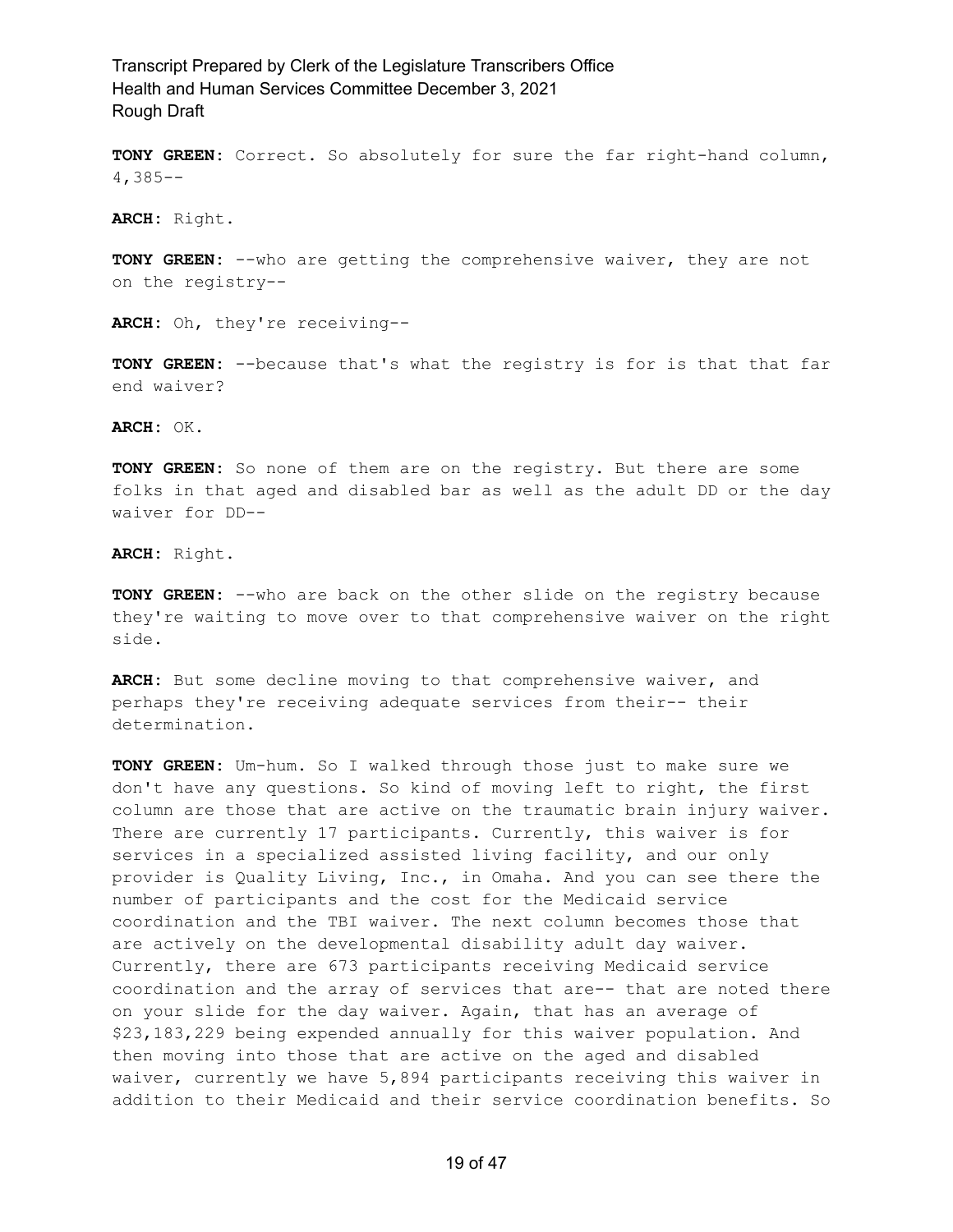**TONY GREEN:** Correct. So absolutely for sure the far right-hand column, 4,385--

**ARCH:** Right.

**TONY GREEN:** --who are getting the comprehensive waiver, they are not on the registry--

**ARCH:** Oh, they're receiving--

**TONY GREEN:** --because that's what the registry is for is that that far end waiver?

**ARCH:** OK.

**TONY GREEN:** So none of them are on the registry. But there are some folks in that aged and disabled bar as well as the adult DD or the day waiver for DD--

**ARCH:** Right.

**TONY GREEN:** --who are back on the other slide on the registry because they're waiting to move over to that comprehensive waiver on the right side.

**ARCH:** But some decline moving to that comprehensive waiver, and perhaps they're receiving adequate services from their-- their determination.

**TONY GREEN:** Um-hum. So I walked through those just to make sure we don't have any questions. So kind of moving left to right, the first column are those that are active on the traumatic brain injury waiver. There are currently 17 participants. Currently, this waiver is for services in a specialized assisted living facility, and our only provider is Quality Living, Inc., in Omaha. And you can see there the number of participants and the cost for the Medicaid service coordination and the TBI waiver. The next column becomes those that are actively on the developmental disability adult day waiver. Currently, there are 673 participants receiving Medicaid service coordination and the array of services that are-- that are noted there on your slide for the day waiver. Again, that has an average of $23,183,229 being expended annually for this waiver population. And then moving into those that are active on the aged and disabled waiver, currently we have 5,894 participants receiving this waiver in addition to their Medicaid and their service coordination benefits. So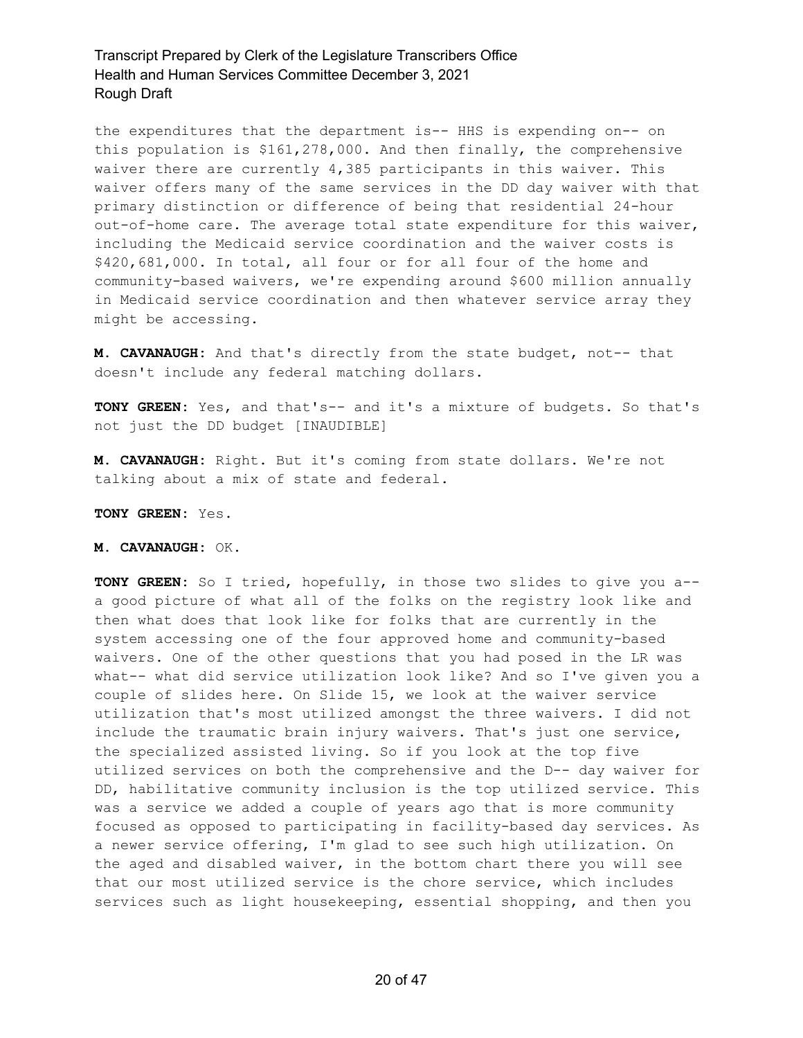the expenditures that the department is-- HHS is expending on-- on this population is $161,278,000. And then finally, the comprehensive waiver there are currently 4,385 participants in this waiver. This waiver offers many of the same services in the DD day waiver with that primary distinction or difference of being that residential 24-hour out-of-home care. The average total state expenditure for this waiver, including the Medicaid service coordination and the waiver costs is $420,681,000. In total, all four or for all four of the home and community-based waivers, we're expending around $600 million annually in Medicaid service coordination and then whatever service array they might be accessing.

**M. CAVANAUGH:** And that's directly from the state budget, not-- that doesn't include any federal matching dollars.

**TONY GREEN:** Yes, and that's-- and it's a mixture of budgets. So that's not just the DD budget [INAUDIBLE]

**M. CAVANAUGH:** Right. But it's coming from state dollars. We're not talking about a mix of state and federal.

**TONY GREEN:** Yes.

**M. CAVANAUGH:** OK.

**TONY GREEN:** So I tried, hopefully, in those two slides to give you a-- a good picture of what all of the folks on the registry look like and then what does that look like for folks that are currently in the system accessing one of the four approved home and community-based waivers. One of the other questions that you had posed in the LR was what-- what did service utilization look like? And so I've given you a couple of slides here. On Slide 15, we look at the waiver service utilization that's most utilized amongst the three waivers. I did not include the traumatic brain injury waivers. That's just one service, the specialized assisted living. So if you look at the top five utilized services on both the comprehensive and the D-- day waiver for DD, habilitative community inclusion is the top utilized service. This was a service we added a couple of years ago that is more community focused as opposed to participating in facility-based day services. As a newer service offering, I'm glad to see such high utilization. On the aged and disabled waiver, in the bottom chart there you will see that our most utilized service is the chore service, which includes services such as light housekeeping, essential shopping, and then you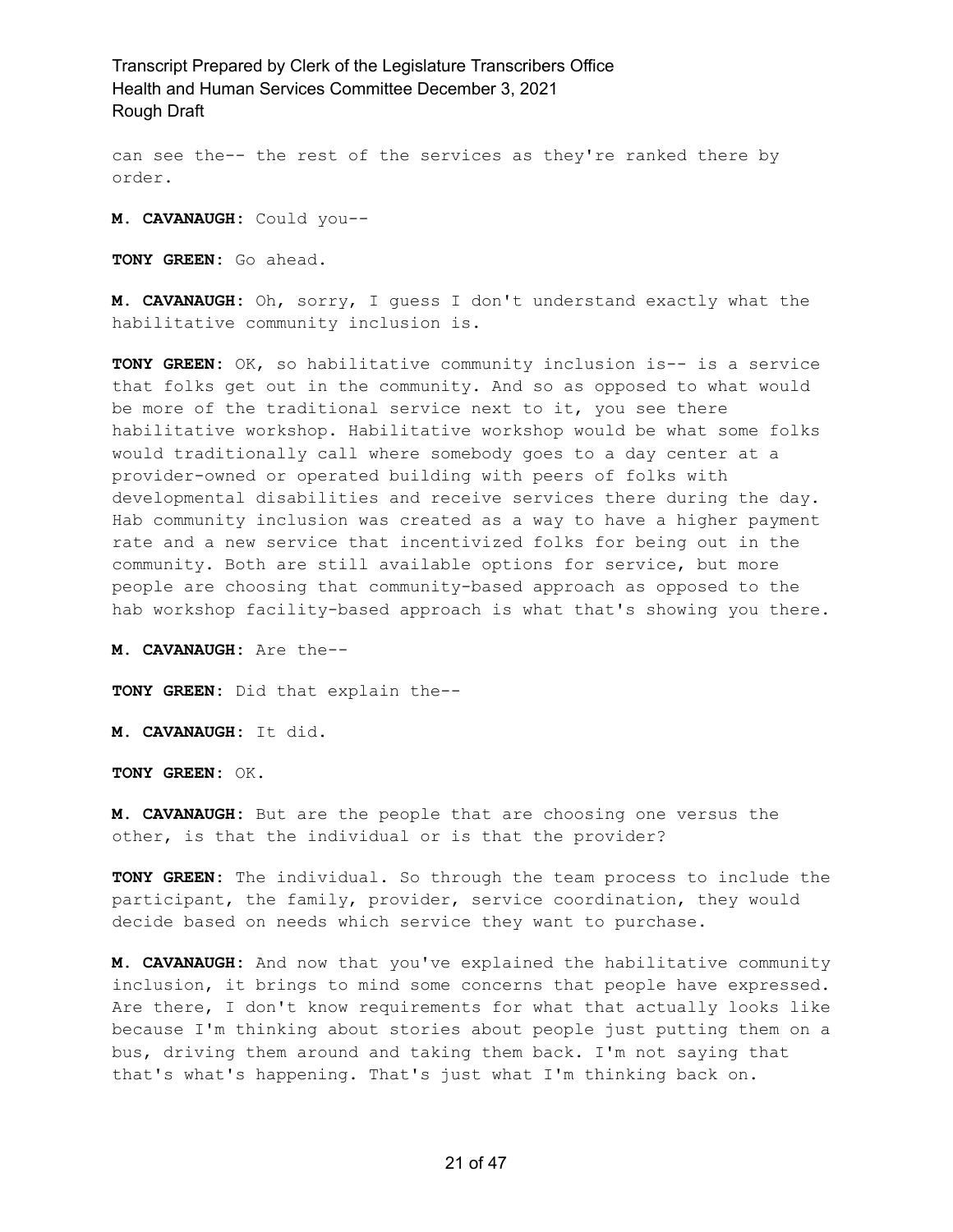can see the-- the rest of the services as they're ranked there by order.

**M. CAVANAUGH:** Could you--

**TONY GREEN:** Go ahead.

**M. CAVANAUGH:** Oh, sorry, I guess I don't understand exactly what the habilitative community inclusion is.

**TONY GREEN:** OK, so habilitative community inclusion is-- is a service that folks get out in the community. And so as opposed to what would be more of the traditional service next to it, you see there habilitative workshop. Habilitative workshop would be what some folks would traditionally call where somebody goes to a day center at a provider-owned or operated building with peers of folks with developmental disabilities and receive services there during the day. Hab community inclusion was created as a way to have a higher payment rate and a new service that incentivized folks for being out in the community. Both are still available options for service, but more people are choosing that community-based approach as opposed to the hab workshop facility-based approach is what that's showing you there.

**M. CAVANAUGH:** Are the--

**TONY GREEN:** Did that explain the--

**M. CAVANAUGH:** It did.

**TONY GREEN:** OK.

**M. CAVANAUGH:** But are the people that are choosing one versus the other, is that the individual or is that the provider?

**TONY GREEN:** The individual. So through the team process to include the participant, the family, provider, service coordination, they would decide based on needs which service they want to purchase.

**M. CAVANAUGH:** And now that you've explained the habilitative community inclusion, it brings to mind some concerns that people have expressed. Are there, I don't know requirements for what that actually looks like because I'm thinking about stories about people just putting them on a bus, driving them around and taking them back. I'm not saying that that's what's happening. That's just what I'm thinking back on.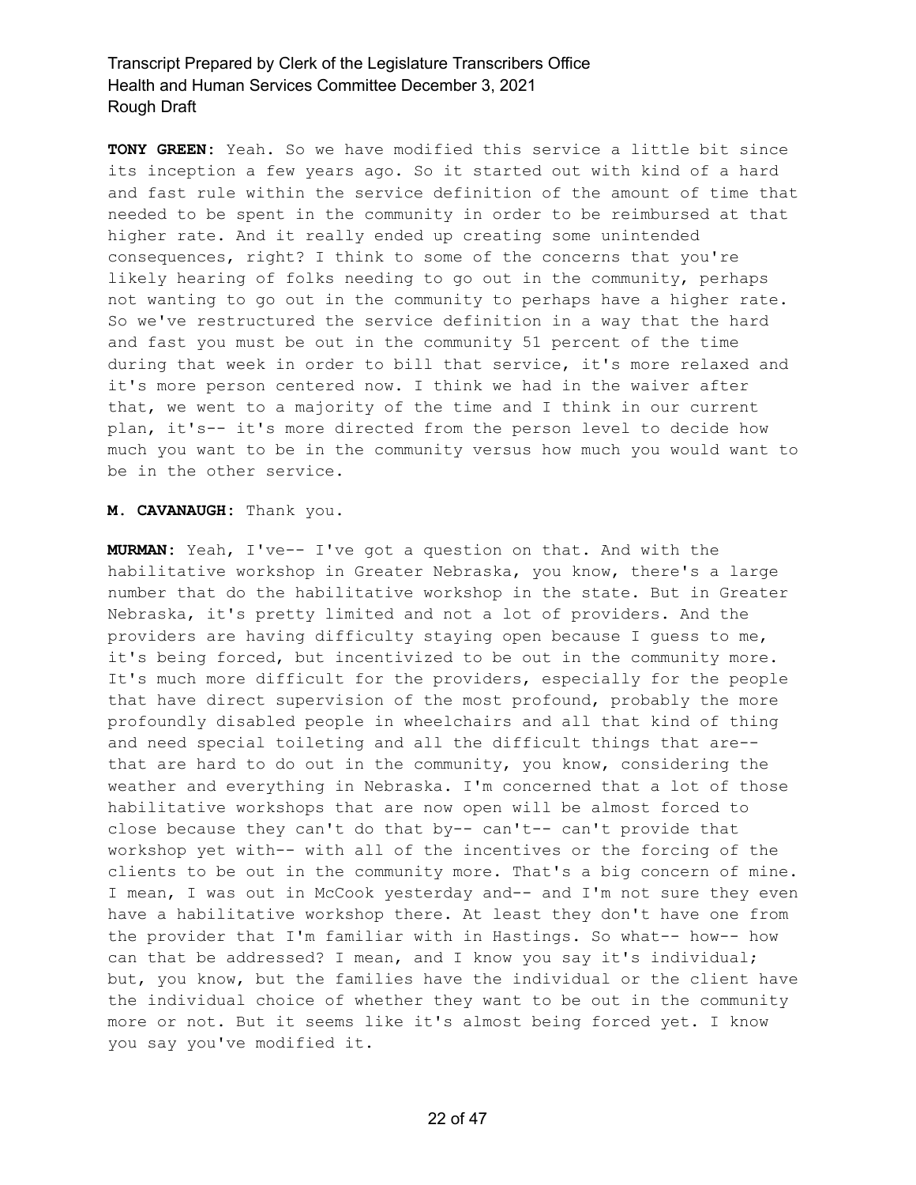**TONY GREEN:** Yeah. So we have modified this service a little bit since its inception a few years ago. So it started out with kind of a hard and fast rule within the service definition of the amount of time that needed to be spent in the community in order to be reimbursed at that higher rate. And it really ended up creating some unintended consequences, right? I think to some of the concerns that you're likely hearing of folks needing to go out in the community, perhaps not wanting to go out in the community to perhaps have a higher rate. So we've restructured the service definition in a way that the hard and fast you must be out in the community 51 percent of the time during that week in order to bill that service, it's more relaxed and it's more person centered now. I think we had in the waiver after that, we went to a majority of the time and I think in our current plan, it's-- it's more directed from the person level to decide how much you want to be in the community versus how much you would want to be in the other service.

**M. CAVANAUGH:** Thank you.

**MURMAN:** Yeah, I've-- I've got a question on that. And with the habilitative workshop in Greater Nebraska, you know, there's a large number that do the habilitative workshop in the state. But in Greater Nebraska, it's pretty limited and not a lot of providers. And the providers are having difficulty staying open because I guess to me, it's being forced, but incentivized to be out in the community more. It's much more difficult for the providers, especially for the people that have direct supervision of the most profound, probably the more profoundly disabled people in wheelchairs and all that kind of thing and need special toileting and all the difficult things that are-- that are hard to do out in the community, you know, considering the weather and everything in Nebraska. I'm concerned that a lot of those habilitative workshops that are now open will be almost forced to close because they can't do that by-- can't-- can't provide that workshop yet with-- with all of the incentives or the forcing of the clients to be out in the community more. That's a big concern of mine. I mean, I was out in McCook yesterday and-- and I'm not sure they even have a habilitative workshop there. At least they don't have one from the provider that I'm familiar with in Hastings. So what-- how-- how can that be addressed? I mean, and I know you say it's individual; but, you know, but the families have the individual or the client have the individual choice of whether they want to be out in the community more or not. But it seems like it's almost being forced yet. I know you say you've modified it.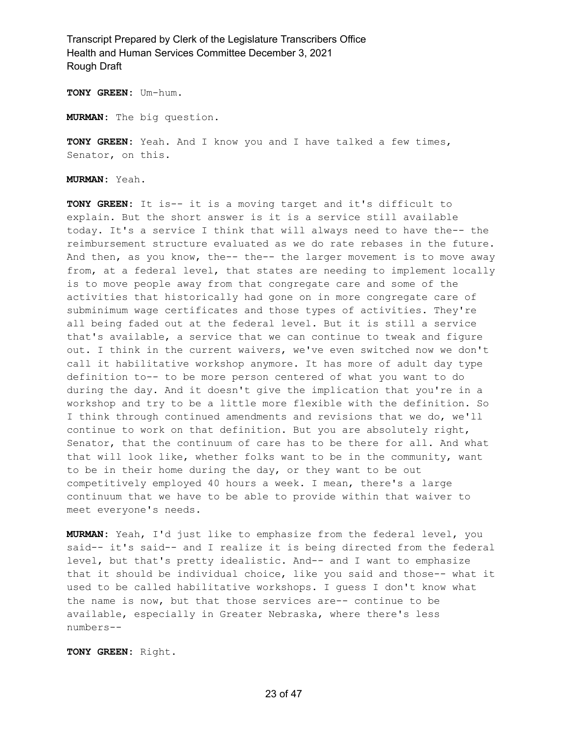**TONY GREEN:** Um-hum.

**MURMAN:** The big question.

**TONY GREEN:** Yeah. And I know you and I have talked a few times, Senator, on this.

**MURMAN:** Yeah.

**TONY GREEN:** It is-- it is a moving target and it's difficult to explain. But the short answer is it is a service still available today. It's a service I think that will always need to have the-- the reimbursement structure evaluated as we do rate rebases in the future. And then, as you know, the-- the-- the larger movement is to move away from, at a federal level, that states are needing to implement locally is to move people away from that congregate care and some of the activities that historically had gone on in more congregate care of subminimum wage certificates and those types of activities. They're all being faded out at the federal level. But it is still a service that's available, a service that we can continue to tweak and figure out. I think in the current waivers, we've even switched now we don't call it habilitative workshop anymore. It has more of adult day type definition to-- to be more person centered of what you want to do during the day. And it doesn't give the implication that you're in a workshop and try to be a little more flexible with the definition. So I think through continued amendments and revisions that we do, we'll continue to work on that definition. But you are absolutely right, Senator, that the continuum of care has to be there for all. And what that will look like, whether folks want to be in the community, want to be in their home during the day, or they want to be out competitively employed 40 hours a week. I mean, there's a large continuum that we have to be able to provide within that waiver to meet everyone's needs.

**MURMAN:** Yeah, I'd just like to emphasize from the federal level, you said-- it's said-- and I realize it is being directed from the federal level, but that's pretty idealistic. And-- and I want to emphasize that it should be individual choice, like you said and those-- what it used to be called habilitative workshops. I guess I don't know what the name is now, but that those services are-- continue to be available, especially in Greater Nebraska, where there's less numbers--

**TONY GREEN:** Right.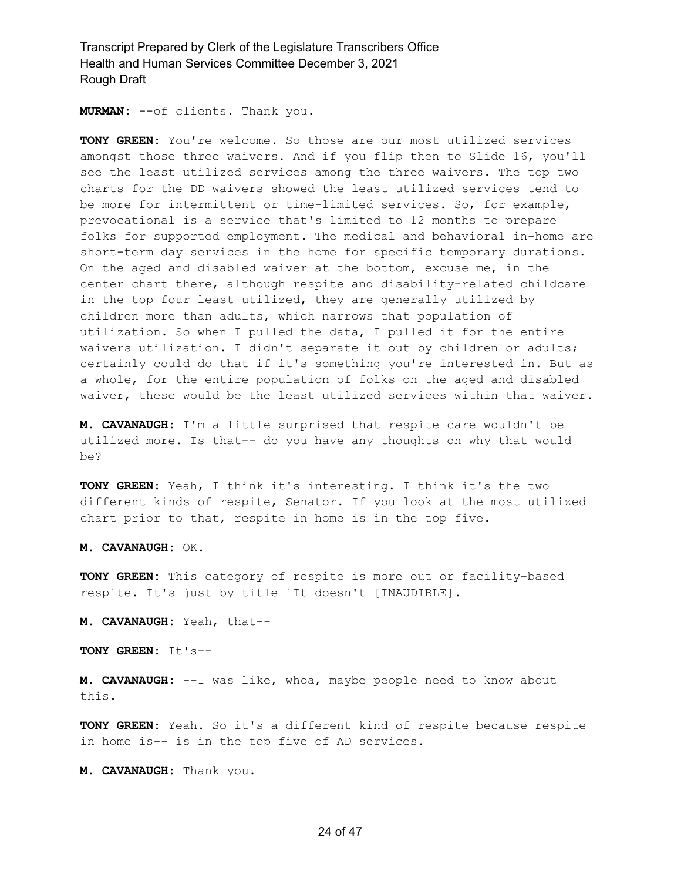**MURMAN:** --of clients. Thank you.

**TONY GREEN:** You're welcome. So those are our most utilized services amongst those three waivers. And if you flip then to Slide 16, you'll see the least utilized services among the three waivers. The top two charts for the DD waivers showed the least utilized services tend to be more for intermittent or time-limited services. So, for example, prevocational is a service that's limited to 12 months to prepare folks for supported employment. The medical and behavioral in-home are short-term day services in the home for specific temporary durations. On the aged and disabled waiver at the bottom, excuse me, in the center chart there, although respite and disability-related childcare in the top four least utilized, they are generally utilized by children more than adults, which narrows that population of utilization. So when I pulled the data, I pulled it for the entire waivers utilization. I didn't separate it out by children or adults; certainly could do that if it's something you're interested in. But as a whole, for the entire population of folks on the aged and disabled waiver, these would be the least utilized services within that waiver.

**M. CAVANAUGH:** I'm a little surprised that respite care wouldn't be utilized more. Is that-- do you have any thoughts on why that would be?

**TONY GREEN:** Yeah, I think it's interesting. I think it's the two different kinds of respite, Senator. If you look at the most utilized chart prior to that, respite in home is in the top five.

**M. CAVANAUGH:** OK.

**TONY GREEN:** This category of respite is more out or facility-based respite. It's just by title iIt doesn't [INAUDIBLE].

**M. CAVANAUGH:** Yeah, that--

**TONY GREEN:** It's--

**M. CAVANAUGH:** --I was like, whoa, maybe people need to know about this.

**TONY GREEN:** Yeah. So it's a different kind of respite because respite in home is-- is in the top five of AD services.

**M. CAVANAUGH:** Thank you.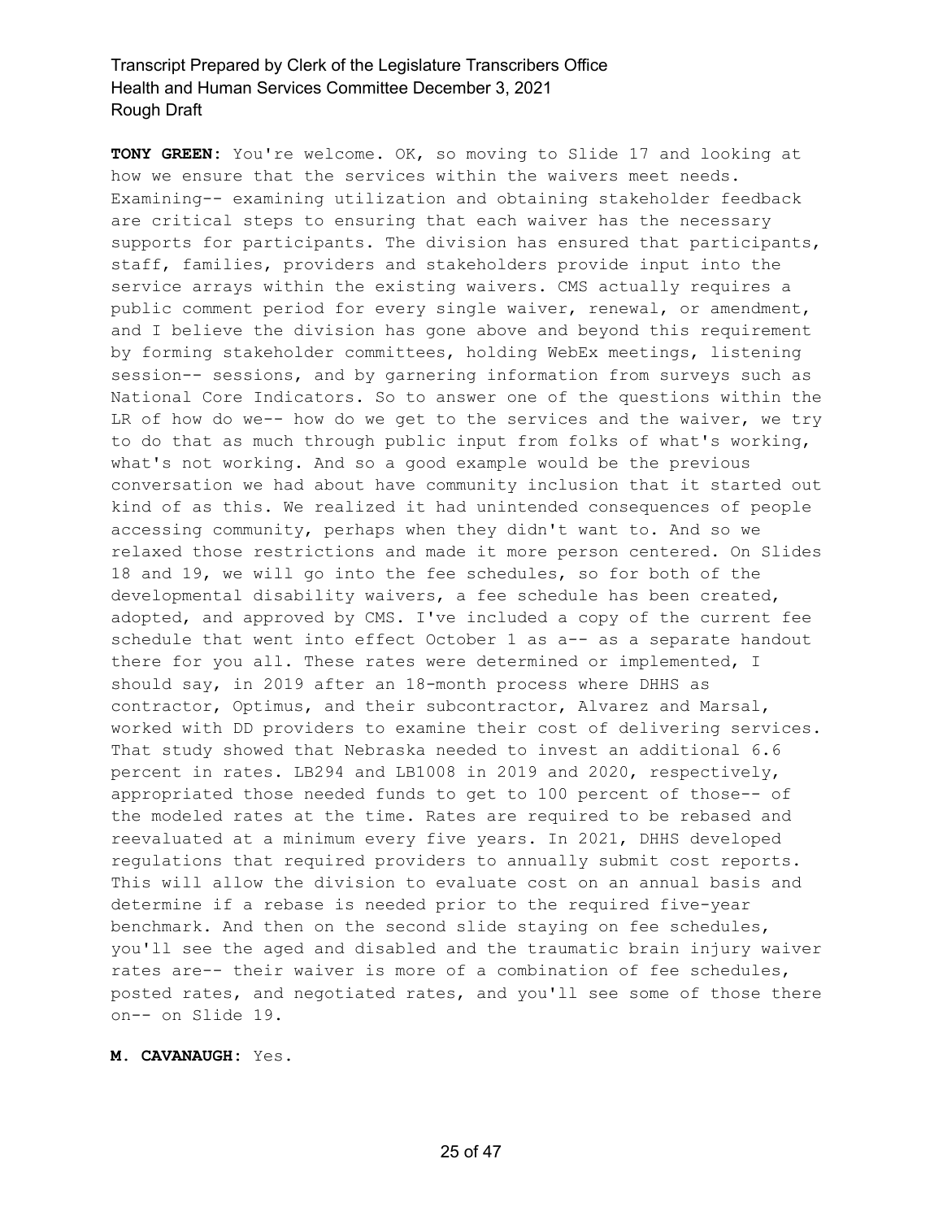**TONY GREEN:** You're welcome. OK, so moving to Slide 17 and looking at how we ensure that the services within the waivers meet needs. Examining-- examining utilization and obtaining stakeholder feedback are critical steps to ensuring that each waiver has the necessary supports for participants. The division has ensured that participants, staff, families, providers and stakeholders provide input into the service arrays within the existing waivers. CMS actually requires a public comment period for every single waiver, renewal, or amendment, and I believe the division has gone above and beyond this requirement by forming stakeholder committees, holding WebEx meetings, listening session-- sessions, and by garnering information from surveys such as National Core Indicators. So to answer one of the questions within the LR of how do we-- how do we get to the services and the waiver, we try to do that as much through public input from folks of what's working, what's not working. And so a good example would be the previous conversation we had about have community inclusion that it started out kind of as this. We realized it had unintended consequences of people accessing community, perhaps when they didn't want to. And so we relaxed those restrictions and made it more person centered. On Slides 18 and 19, we will go into the fee schedules, so for both of the developmental disability waivers, a fee schedule has been created, adopted, and approved by CMS. I've included a copy of the current fee schedule that went into effect October 1 as a-- as a separate handout there for you all. These rates were determined or implemented, I should say, in 2019 after an 18-month process where DHHS as contractor, Optimus, and their subcontractor, Alvarez and Marsal, worked with DD providers to examine their cost of delivering services. That study showed that Nebraska needed to invest an additional 6.6 percent in rates. LB294 and LB1008 in 2019 and 2020, respectively, appropriated those needed funds to get to 100 percent of those-- of the modeled rates at the time. Rates are required to be rebased and reevaluated at a minimum every five years. In 2021, DHHS developed regulations that required providers to annually submit cost reports. This will allow the division to evaluate cost on an annual basis and determine if a rebase is needed prior to the required five-year benchmark. And then on the second slide staying on fee schedules, you'll see the aged and disabled and the traumatic brain injury waiver rates are-- their waiver is more of a combination of fee schedules, posted rates, and negotiated rates, and you'll see some of those there on-- on Slide 19.

**M. CAVANAUGH:** Yes.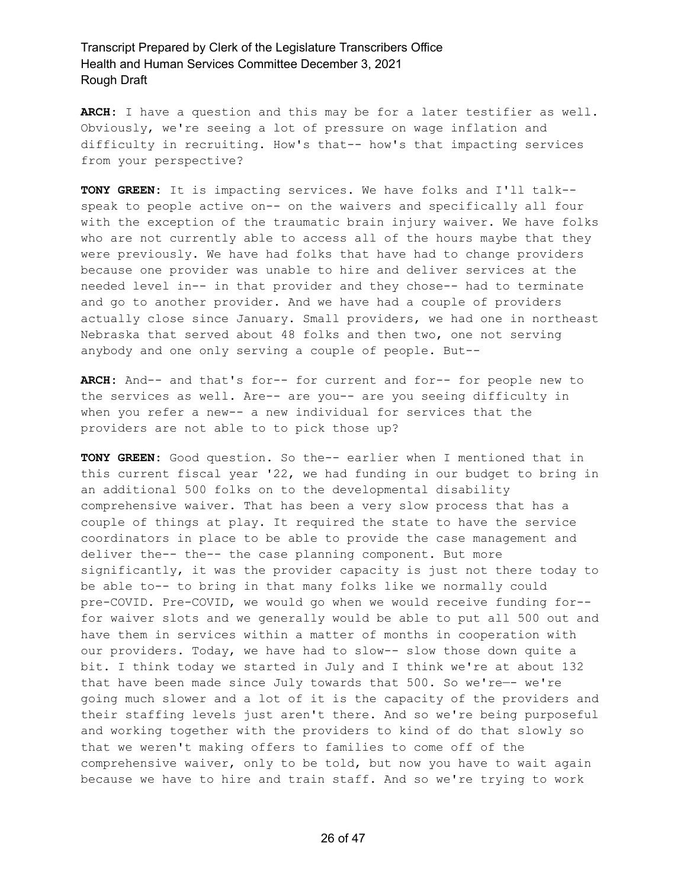**ARCH:** I have a question and this may be for a later testifier as well. Obviously, we're seeing a lot of pressure on wage inflation and difficulty in recruiting. How's that-- how's that impacting services from your perspective?

**TONY GREEN:** It is impacting services. We have folks and I'll talk-- speak to people active on-- on the waivers and specifically all four with the exception of the traumatic brain injury waiver. We have folks who are not currently able to access all of the hours maybe that they were previously. We have had folks that have had to change providers because one provider was unable to hire and deliver services at the needed level in-- in that provider and they chose-- had to terminate and go to another provider. And we have had a couple of providers actually close since January. Small providers, we had one in northeast Nebraska that served about 48 folks and then two, one not serving anybody and one only serving a couple of people. But--

**ARCH:** And-- and that's for-- for current and for-- for people new to the services as well. Are-- are you-- are you seeing difficulty in when you refer a new-- a new individual for services that the providers are not able to to pick those up?

**TONY GREEN:** Good question. So the-- earlier when I mentioned that in this current fiscal year '22, we had funding in our budget to bring in an additional 500 folks on to the developmental disability comprehensive waiver. That has been a very slow process that has a couple of things at play. It required the state to have the service coordinators in place to be able to provide the case management and deliver the-- the-- the case planning component. But more significantly, it was the provider capacity is just not there today to be able to-- to bring in that many folks like we normally could pre-COVID. Pre-COVID, we would go when we would receive funding for-- for waiver slots and we generally would be able to put all 500 out and have them in services within a matter of months in cooperation with our providers. Today, we have had to slow-- slow those down quite a bit. I think today we started in July and I think we're at about 132 that have been made since July towards that 500. So we're-- we're going much slower and a lot of it is the capacity of the providers and their staffing levels just aren't there. And so we're being purposeful and working together with the providers to kind of do that slowly so that we weren't making offers to families to come off of the comprehensive waiver, only to be told, but now you have to wait again because we have to hire and train staff. And so we're trying to work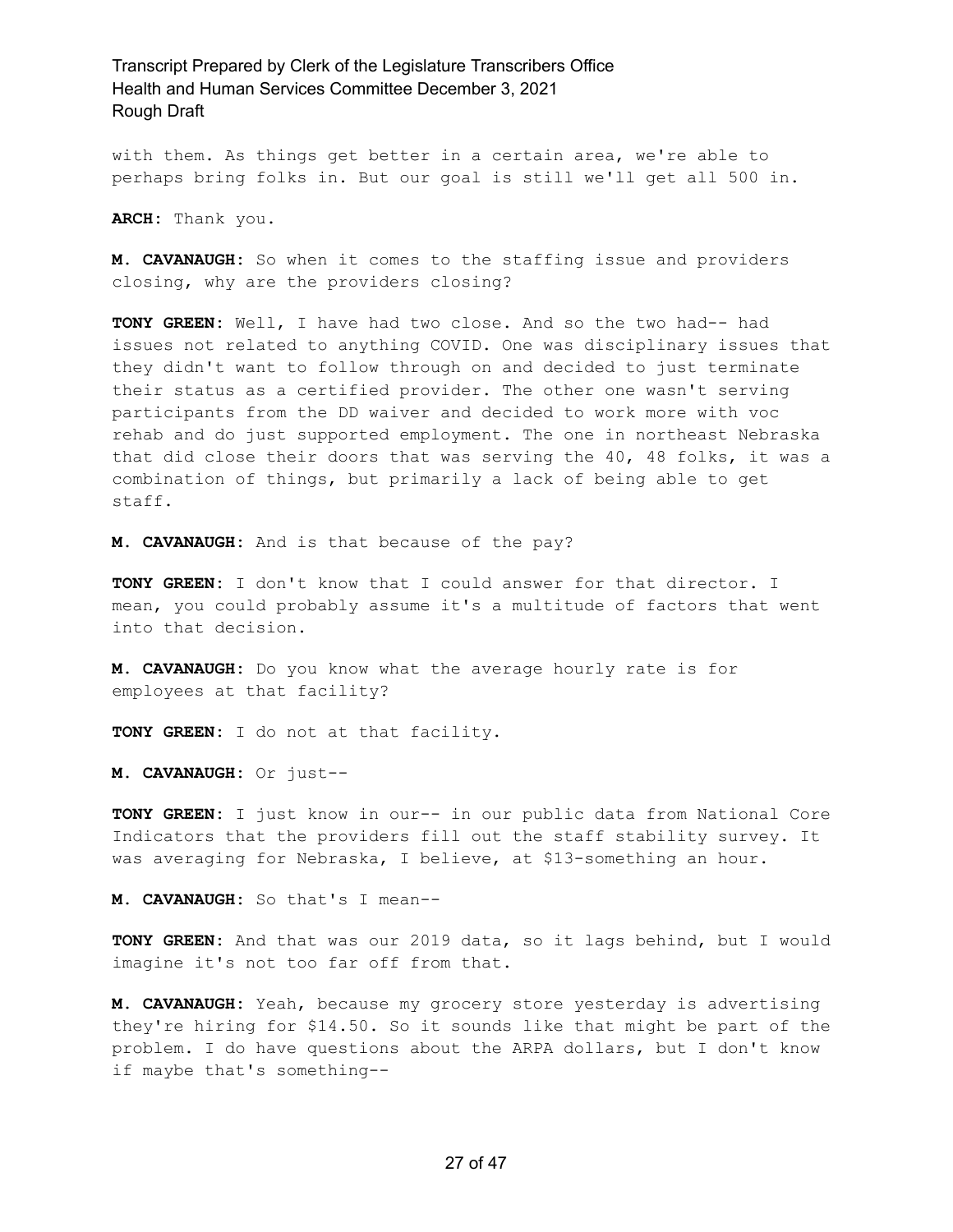with them. As things get better in a certain area, we're able to perhaps bring folks in. But our goal is still we'll get all 500 in.

**ARCH:** Thank you.

**M. CAVANAUGH:** So when it comes to the staffing issue and providers closing, why are the providers closing?

**TONY GREEN:** Well, I have had two close. And so the two had-- had issues not related to anything COVID. One was disciplinary issues that they didn't want to follow through on and decided to just terminate their status as a certified provider. The other one wasn't serving participants from the DD waiver and decided to work more with voc rehab and do just supported employment. The one in northeast Nebraska that did close their doors that was serving the 40, 48 folks, it was a combination of things, but primarily a lack of being able to get staff.

**M. CAVANAUGH:** And is that because of the pay?

**TONY GREEN:** I don't know that I could answer for that director. I mean, you could probably assume it's a multitude of factors that went into that decision.

**M. CAVANAUGH:** Do you know what the average hourly rate is for employees at that facility?

**TONY GREEN:** I do not at that facility.

**M. CAVANAUGH:** Or just--

**TONY GREEN:** I just know in our-- in our public data from National Core Indicators that the providers fill out the staff stability survey. It was averaging for Nebraska, I believe, at $13-something an hour.

**M. CAVANAUGH:** So that's I mean--

**TONY GREEN:** And that was our 2019 data, so it lags behind, but I would imagine it's not too far off from that.

**M. CAVANAUGH:** Yeah, because my grocery store yesterday is advertising they're hiring for $14.50. So it sounds like that might be part of the problem. I do have questions about the ARPA dollars, but I don't know if maybe that's something--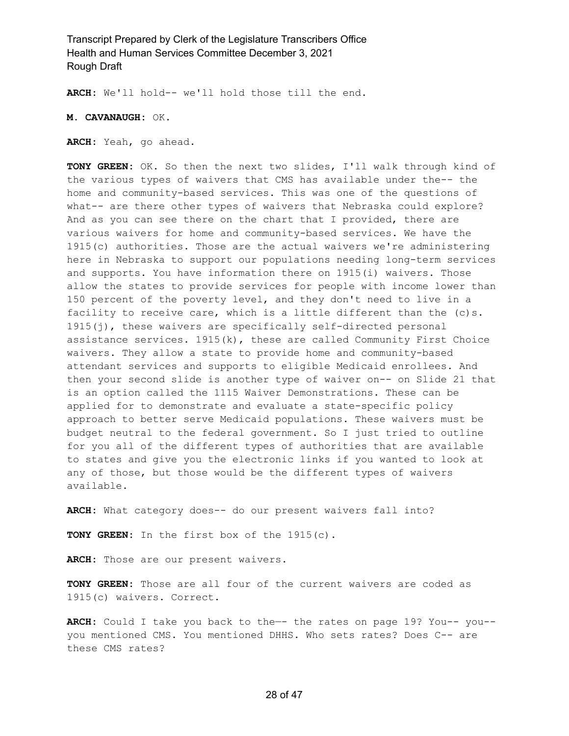**ARCH:** We'll hold-- we'll hold those till the end.

**M. CAVANAUGH:** OK.

**ARCH:** Yeah, go ahead.

**TONY GREEN:** OK. So then the next two slides, I'll walk through kind of the various types of waivers that CMS has available under the-- the home and community-based services. This was one of the questions of what-- are there other types of waivers that Nebraska could explore? And as you can see there on the chart that I provided, there are various waivers for home and community-based services. We have the 1915(c) authorities. Those are the actual waivers we're administering here in Nebraska to support our populations needing long-term services and supports. You have information there on 1915(i) waivers. Those allow the states to provide services for people with income lower than 150 percent of the poverty level, and they don't need to live in a facility to receive care, which is a little different than the (c)s. 1915(j), these waivers are specifically self-directed personal assistance services. 1915(k), these are called Community First Choice waivers. They allow a state to provide home and community-based attendant services and supports to eligible Medicaid enrollees. And then your second slide is another type of waiver on-- on Slide 21 that is an option called the 1115 Waiver Demonstrations. These can be applied for to demonstrate and evaluate a state-specific policy approach to better serve Medicaid populations. These waivers must be budget neutral to the federal government. So I just tried to outline for you all of the different types of authorities that are available to states and give you the electronic links if you wanted to look at any of those, but those would be the different types of waivers available.

**ARCH:** What category does-- do our present waivers fall into?

**TONY GREEN:** In the first box of the 1915(c).

**ARCH:** Those are our present waivers.

**TONY GREEN:** Those are all four of the current waivers are coded as 1915(c) waivers. Correct.

**ARCH:** Could I take you back to the-- the rates on page 19? You-- you-- you mentioned CMS. You mentioned DHHS. Who sets rates? Does C-- are these CMS rates?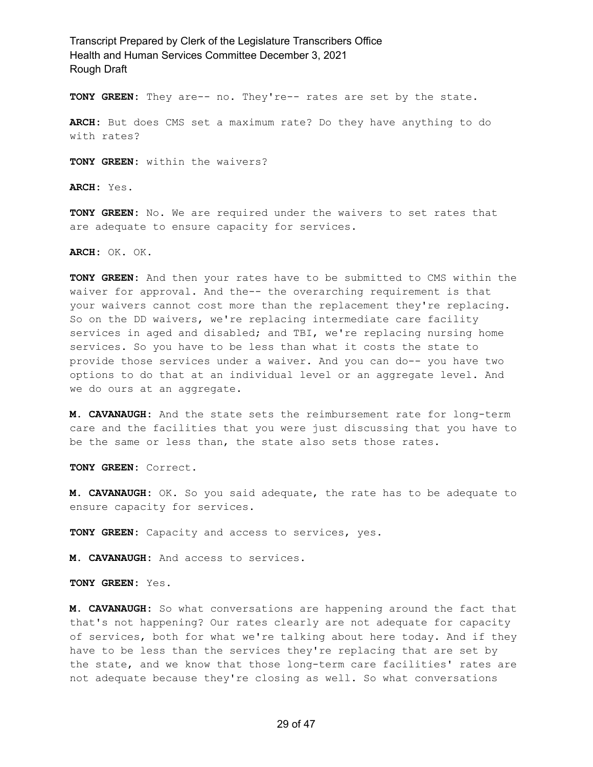**TONY GREEN:** They are-- no. They're-- rates are set by the state.

**ARCH:** But does CMS set a maximum rate? Do they have anything to do with rates?

**TONY GREEN:** within the waivers?

**ARCH:** Yes.

**TONY GREEN:** No. We are required under the waivers to set rates that are adequate to ensure capacity for services.

**ARCH:** OK. OK.

**TONY GREEN:** And then your rates have to be submitted to CMS within the waiver for approval. And the-- the overarching requirement is that your waivers cannot cost more than the replacement they're replacing. So on the DD waivers, we're replacing intermediate care facility services in aged and disabled; and TBI, we're replacing nursing home services. So you have to be less than what it costs the state to provide those services under a waiver. And you can do-- you have two options to do that at an individual level or an aggregate level. And we do ours at an aggregate.

**M. CAVANAUGH:** And the state sets the reimbursement rate for long-term care and the facilities that you were just discussing that you have to be the same or less than, the state also sets those rates.

**TONY GREEN:** Correct.

**M. CAVANAUGH:** OK. So you said adequate, the rate has to be adequate to ensure capacity for services.

**TONY GREEN:** Capacity and access to services, yes.

**M. CAVANAUGH:** And access to services.

**TONY GREEN:** Yes.

**M. CAVANAUGH:** So what conversations are happening around the fact that that's not happening? Our rates clearly are not adequate for capacity of services, both for what we're talking about here today. And if they have to be less than the services they're replacing that are set by the state, and we know that those long-term care facilities' rates are not adequate because they're closing as well. So what conversations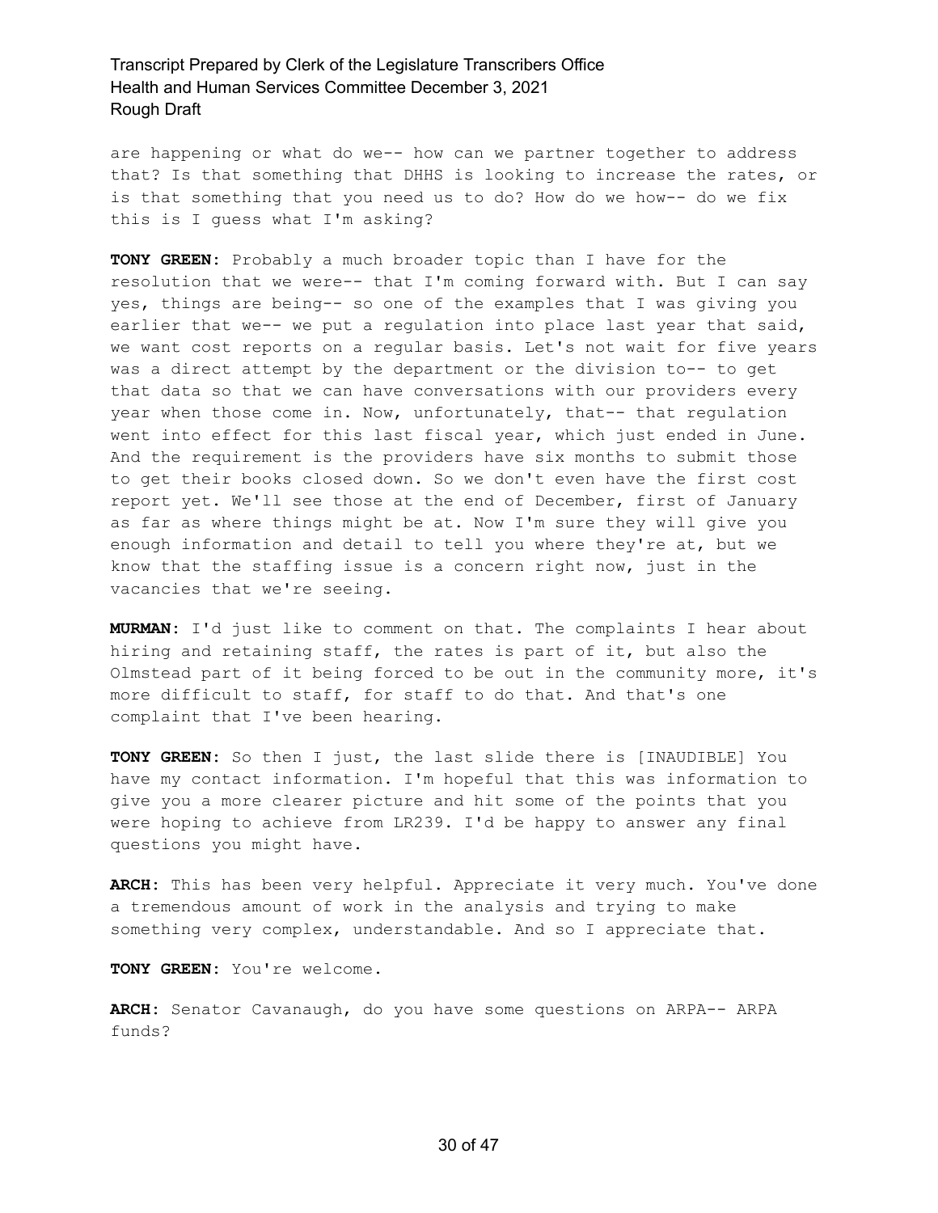are happening or what do we-- how can we partner together to address that? Is that something that DHHS is looking to increase the rates, or is that something that you need us to do? How do we how-- do we fix this is I guess what I'm asking?

**TONY GREEN:** Probably a much broader topic than I have for the resolution that we were-- that I'm coming forward with. But I can say yes, things are being-- so one of the examples that I was giving you earlier that we-- we put a regulation into place last year that said, we want cost reports on a regular basis. Let's not wait for five years was a direct attempt by the department or the division to-- to get that data so that we can have conversations with our providers every year when those come in. Now, unfortunately, that-- that regulation went into effect for this last fiscal year, which just ended in June. And the requirement is the providers have six months to submit those to get their books closed down. So we don't even have the first cost report yet. We'll see those at the end of December, first of January as far as where things might be at. Now I'm sure they will give you enough information and detail to tell you where they're at, but we know that the staffing issue is a concern right now, just in the vacancies that we're seeing.

**MURMAN:** I'd just like to comment on that. The complaints I hear about hiring and retaining staff, the rates is part of it, but also the Olmstead part of it being forced to be out in the community more, it's more difficult to staff, for staff to do that. And that's one complaint that I've been hearing.

**TONY GREEN:** So then I just, the last slide there is [INAUDIBLE] You have my contact information. I'm hopeful that this was information to give you a more clearer picture and hit some of the points that you were hoping to achieve from LR239. I'd be happy to answer any final questions you might have.

**ARCH:** This has been very helpful. Appreciate it very much. You've done a tremendous amount of work in the analysis and trying to make something very complex, understandable. And so I appreciate that.

**TONY GREEN:** You're welcome.

**ARCH:** Senator Cavanaugh, do you have some questions on ARPA-- ARPA funds?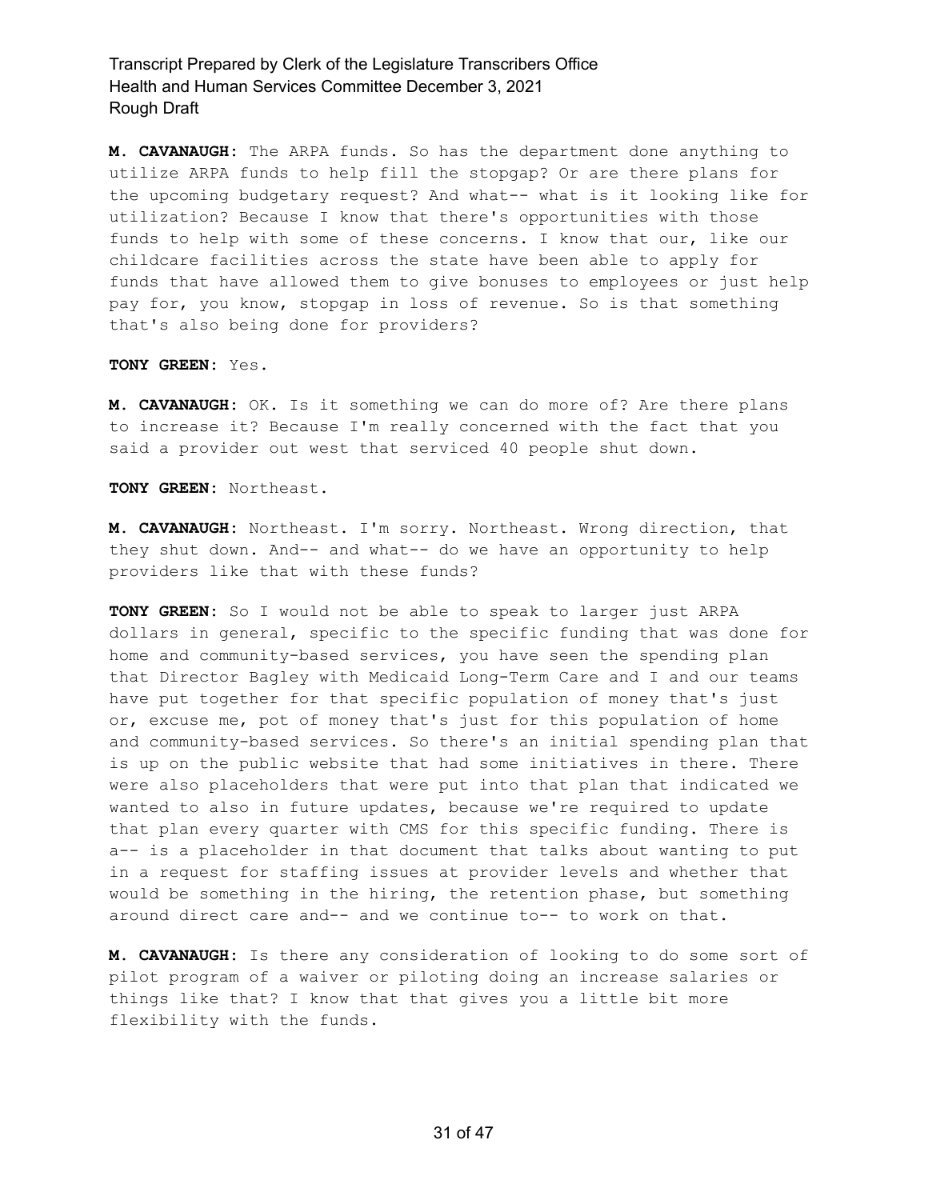**M. CAVANAUGH:** The ARPA funds. So has the department done anything to utilize ARPA funds to help fill the stopgap? Or are there plans for the upcoming budgetary request? And what-- what is it looking like for utilization? Because I know that there's opportunities with those funds to help with some of these concerns. I know that our, like our childcare facilities across the state have been able to apply for funds that have allowed them to give bonuses to employees or just help pay for, you know, stopgap in loss of revenue. So is that something that's also being done for providers?

**TONY GREEN:** Yes.

**M. CAVANAUGH:** OK. Is it something we can do more of? Are there plans to increase it? Because I'm really concerned with the fact that you said a provider out west that serviced 40 people shut down.

**TONY GREEN:** Northeast.

**M. CAVANAUGH:** Northeast. I'm sorry. Northeast. Wrong direction, that they shut down. And-- and what-- do we have an opportunity to help providers like that with these funds?

**TONY GREEN:** So I would not be able to speak to larger just ARPA dollars in general, specific to the specific funding that was done for home and community-based services, you have seen the spending plan that Director Bagley with Medicaid Long-Term Care and I and our teams have put together for that specific population of money that's just or, excuse me, pot of money that's just for this population of home and community-based services. So there's an initial spending plan that is up on the public website that had some initiatives in there. There were also placeholders that were put into that plan that indicated we wanted to also in future updates, because we're required to update that plan every quarter with CMS for this specific funding. There is a-- is a placeholder in that document that talks about wanting to put in a request for staffing issues at provider levels and whether that would be something in the hiring, the retention phase, but something around direct care and-- and we continue to-- to work on that.

**M. CAVANAUGH:** Is there any consideration of looking to do some sort of pilot program of a waiver or piloting doing an increase salaries or things like that? I know that that gives you a little bit more flexibility with the funds.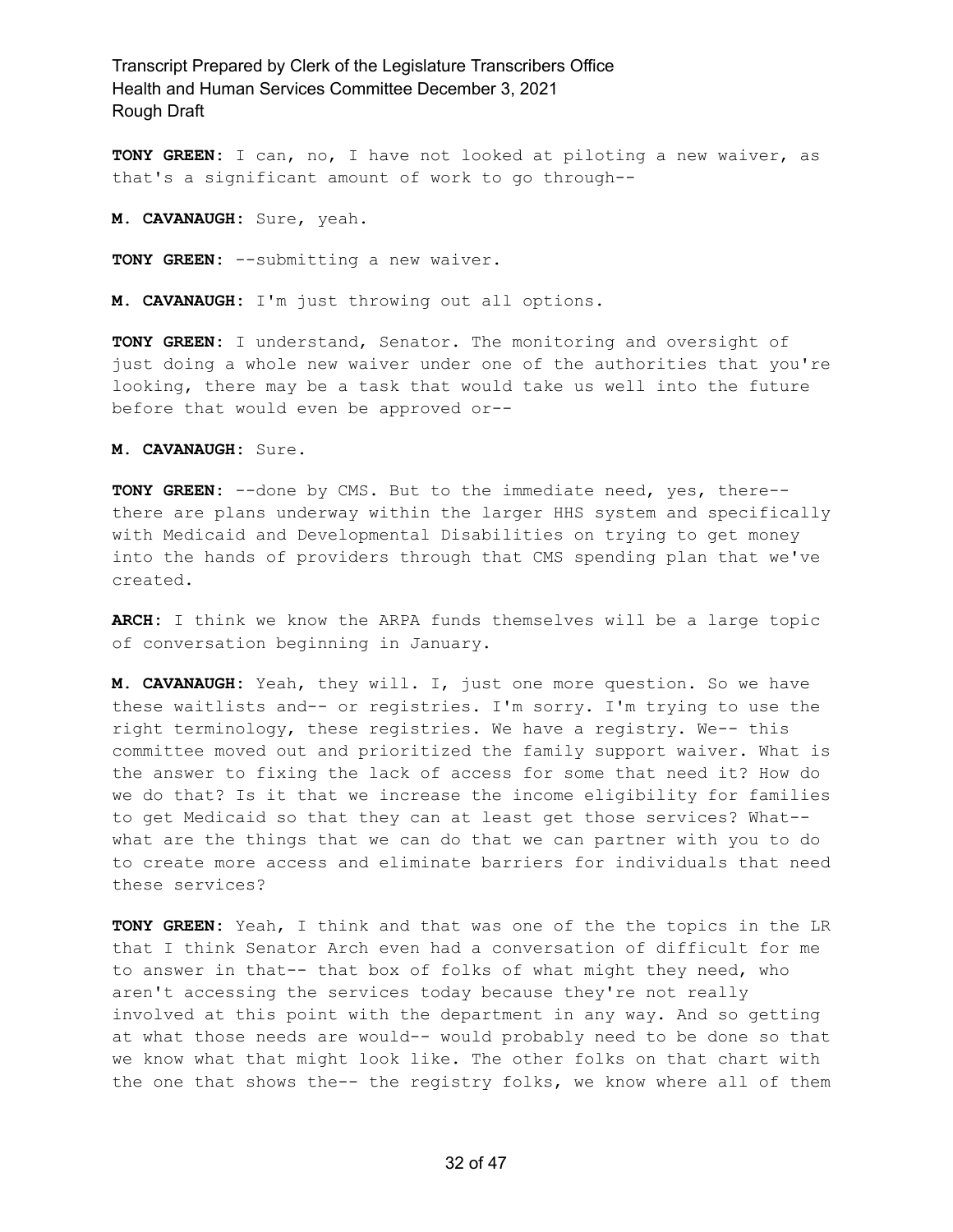**TONY GREEN:** I can, no, I have not looked at piloting a new waiver, as that's a significant amount of work to go through--

**M. CAVANAUGH:** Sure, yeah.

**TONY GREEN:** --submitting a new waiver.

**M. CAVANAUGH:** I'm just throwing out all options.

**TONY GREEN:** I understand, Senator. The monitoring and oversight of just doing a whole new waiver under one of the authorities that you're looking, there may be a task that would take us well into the future before that would even be approved or--

**M. CAVANAUGH:** Sure.

**TONY GREEN:** --done by CMS. But to the immediate need, yes, there-- there are plans underway within the larger HHS system and specifically with Medicaid and Developmental Disabilities on trying to get money into the hands of providers through that CMS spending plan that we've created.

**ARCH:** I think we know the ARPA funds themselves will be a large topic of conversation beginning in January.

**M. CAVANAUGH:** Yeah, they will. I, just one more question. So we have these waitlists and-- or registries. I'm sorry. I'm trying to use the right terminology, these registries. We have a registry. We-- this committee moved out and prioritized the family support waiver. What is the answer to fixing the lack of access for some that need it? How do we do that? Is it that we increase the income eligibility for families to get Medicaid so that they can at least get those services? What-- what are the things that we can do that we can partner with you to do to create more access and eliminate barriers for individuals that need these services?

**TONY GREEN:** Yeah, I think and that was one of the the topics in the LR that I think Senator Arch even had a conversation of difficult for me to answer in that-- that box of folks of what might they need, who aren't accessing the services today because they're not really involved at this point with the department in any way. And so getting at what those needs are would-- would probably need to be done so that we know what that might look like. The other folks on that chart with the one that shows the-- the registry folks, we know where all of them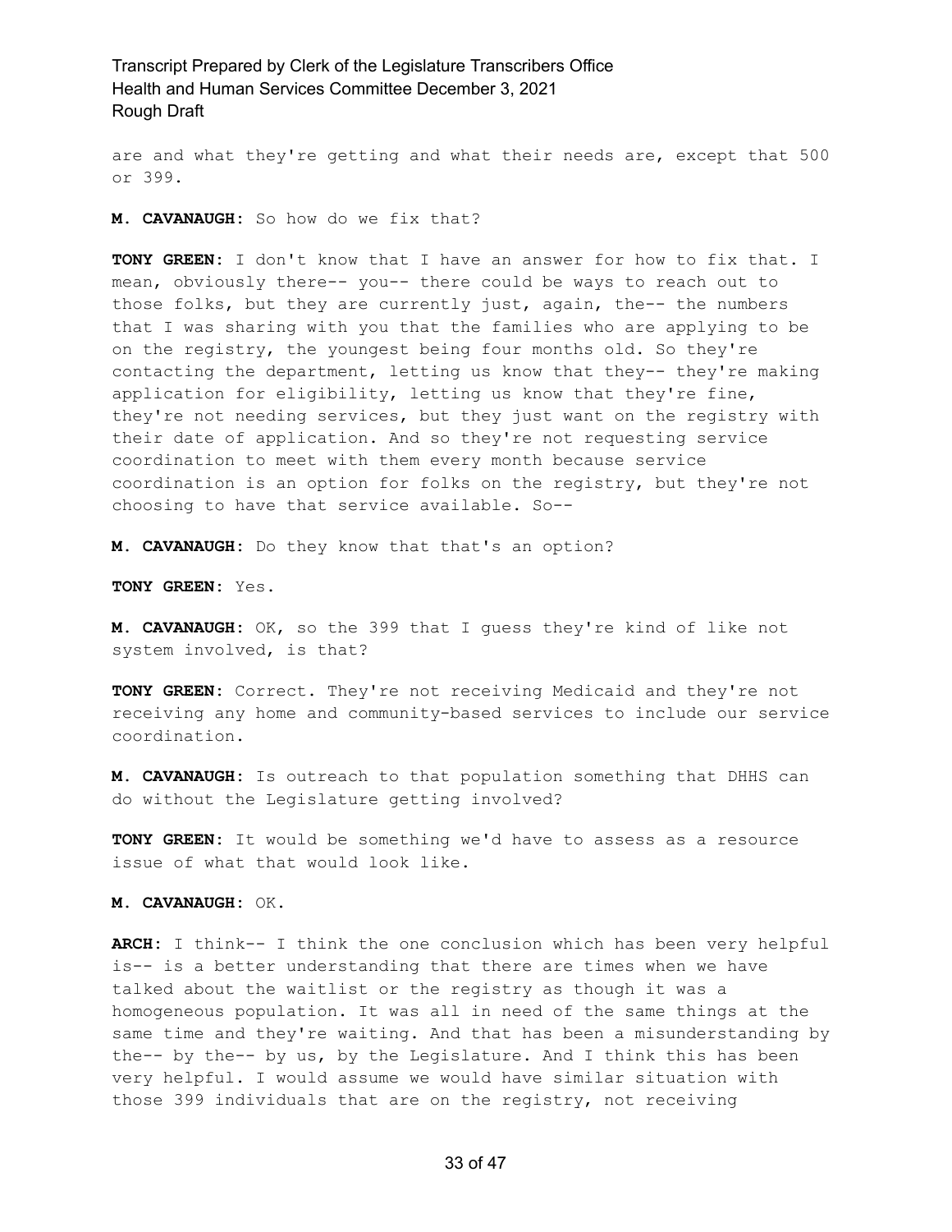are and what they're getting and what their needs are, except that 500 or 399.

**M. CAVANAUGH:** So how do we fix that?

**TONY GREEN:** I don't know that I have an answer for how to fix that. I mean, obviously there-- you-- there could be ways to reach out to those folks, but they are currently just, again, the-- the numbers that I was sharing with you that the families who are applying to be on the registry, the youngest being four months old. So they're contacting the department, letting us know that they-- they're making application for eligibility, letting us know that they're fine, they're not needing services, but they just want on the registry with their date of application. And so they're not requesting service coordination to meet with them every month because service coordination is an option for folks on the registry, but they're not choosing to have that service available. So--

**M. CAVANAUGH:** Do they know that that's an option?

**TONY GREEN:** Yes.

**M. CAVANAUGH:** OK, so the 399 that I guess they're kind of like not system involved, is that?

**TONY GREEN:** Correct. They're not receiving Medicaid and they're not receiving any home and community-based services to include our service coordination.

**M. CAVANAUGH:** Is outreach to that population something that DHHS can do without the Legislature getting involved?

**TONY GREEN:** It would be something we'd have to assess as a resource issue of what that would look like.

**M. CAVANAUGH:** OK.

**ARCH:** I think-- I think the one conclusion which has been very helpful is-- is a better understanding that there are times when we have talked about the waitlist or the registry as though it was a homogeneous population. It was all in need of the same things at the same time and they're waiting. And that has been a misunderstanding by the-- by the-- by us, by the Legislature. And I think this has been very helpful. I would assume we would have similar situation with those 399 individuals that are on the registry, not receiving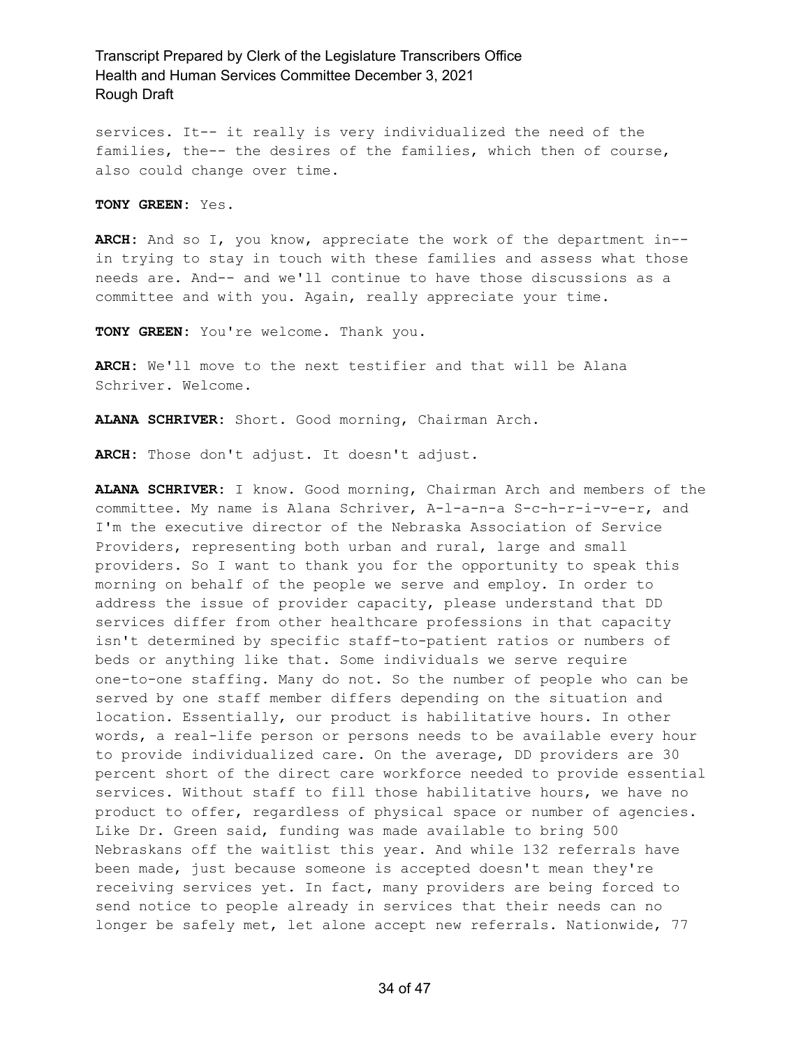services. It-- it really is very individualized the need of the families, the-- the desires of the families, which then of course, also could change over time.

**TONY GREEN:** Yes.

**ARCH:** And so I, you know, appreciate the work of the department in-- in trying to stay in touch with these families and assess what those needs are. And-- and we'll continue to have those discussions as a committee and with you. Again, really appreciate your time.

**TONY GREEN:** You're welcome. Thank you.

**ARCH:** We'll move to the next testifier and that will be Alana Schriver. Welcome.

**ALANA SCHRIVER:** Short. Good morning, Chairman Arch.

**ARCH:** Those don't adjust. It doesn't adjust.

**ALANA SCHRIVER:** I know. Good morning, Chairman Arch and members of the committee. My name is Alana Schriver, A-l-a-n-a S-c-h-r-i-v-e-r, and I'm the executive director of the Nebraska Association of Service Providers, representing both urban and rural, large and small providers. So I want to thank you for the opportunity to speak this morning on behalf of the people we serve and employ. In order to address the issue of provider capacity, please understand that DD services differ from other healthcare professions in that capacity isn't determined by specific staff-to-patient ratios or numbers of beds or anything like that. Some individuals we serve require one-to-one staffing. Many do not. So the number of people who can be served by one staff member differs depending on the situation and location. Essentially, our product is habilitative hours. In other words, a real-life person or persons needs to be available every hour to provide individualized care. On the average, DD providers are 30 percent short of the direct care workforce needed to provide essential services. Without staff to fill those habilitative hours, we have no product to offer, regardless of physical space or number of agencies. Like Dr. Green said, funding was made available to bring 500 Nebraskans off the waitlist this year. And while 132 referrals have been made, just because someone is accepted doesn't mean they're receiving services yet. In fact, many providers are being forced to send notice to people already in services that their needs can no longer be safely met, let alone accept new referrals. Nationwide, 77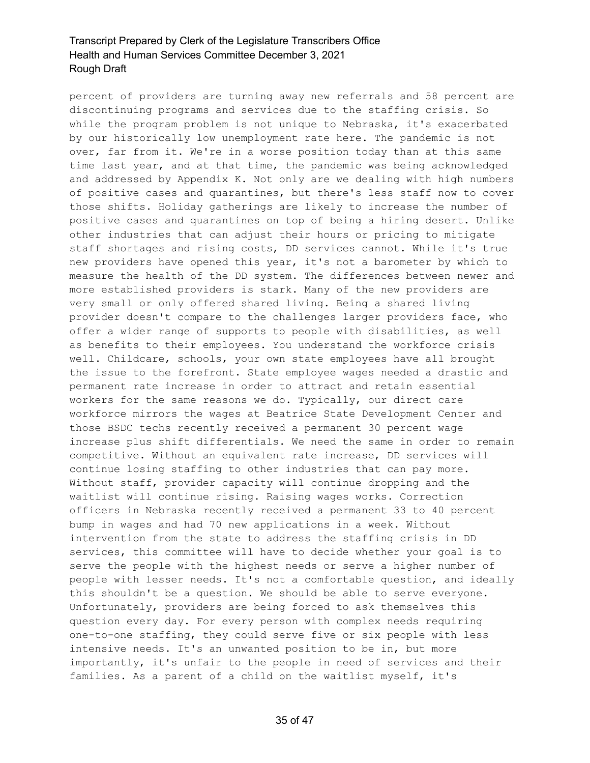percent of providers are turning away new referrals and 58 percent are discontinuing programs and services due to the staffing crisis. So while the program problem is not unique to Nebraska, it's exacerbated by our historically low unemployment rate here. The pandemic is not over, far from it. We're in a worse position today than at this same time last year, and at that time, the pandemic was being acknowledged and addressed by Appendix K. Not only are we dealing with high numbers of positive cases and quarantines, but there's less staff now to cover those shifts. Holiday gatherings are likely to increase the number of positive cases and quarantines on top of being a hiring desert. Unlike other industries that can adjust their hours or pricing to mitigate staff shortages and rising costs, DD services cannot. While it's true new providers have opened this year, it's not a barometer by which to measure the health of the DD system. The differences between newer and more established providers is stark. Many of the new providers are very small or only offered shared living. Being a shared living provider doesn't compare to the challenges larger providers face, who offer a wider range of supports to people with disabilities, as well as benefits to their employees. You understand the workforce crisis well. Childcare, schools, your own state employees have all brought the issue to the forefront. State employee wages needed a drastic and permanent rate increase in order to attract and retain essential workers for the same reasons we do. Typically, our direct care workforce mirrors the wages at Beatrice State Development Center and those BSDC techs recently received a permanent 30 percent wage increase plus shift differentials. We need the same in order to remain competitive. Without an equivalent rate increase, DD services will continue losing staffing to other industries that can pay more. Without staff, provider capacity will continue dropping and the waitlist will continue rising. Raising wages works. Correction officers in Nebraska recently received a permanent 33 to 40 percent bump in wages and had 70 new applications in a week. Without intervention from the state to address the staffing crisis in DD services, this committee will have to decide whether your goal is to serve the people with the highest needs or serve a higher number of people with lesser needs. It's not a comfortable question, and ideally this shouldn't be a question. We should be able to serve everyone. Unfortunately, providers are being forced to ask themselves this question every day. For every person with complex needs requiring one-to-one staffing, they could serve five or six people with less intensive needs. It's an unwanted position to be in, but more importantly, it's unfair to the people in need of services and their families. As a parent of a child on the waitlist myself, it's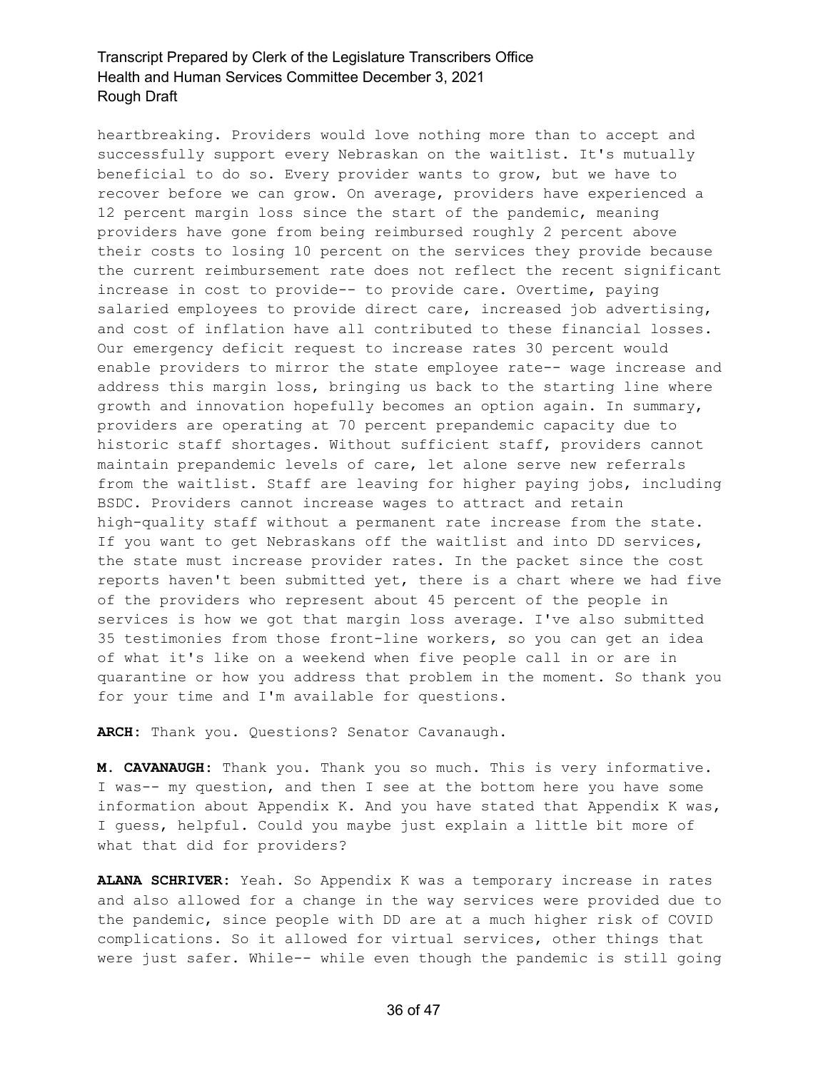heartbreaking. Providers would love nothing more than to accept and successfully support every Nebraskan on the waitlist. It's mutually beneficial to do so. Every provider wants to grow, but we have to recover before we can grow. On average, providers have experienced a 12 percent margin loss since the start of the pandemic, meaning providers have gone from being reimbursed roughly 2 percent above their costs to losing 10 percent on the services they provide because the current reimbursement rate does not reflect the recent significant increase in cost to provide-- to provide care. Overtime, paying salaried employees to provide direct care, increased job advertising, and cost of inflation have all contributed to these financial losses. Our emergency deficit request to increase rates 30 percent would enable providers to mirror the state employee rate-- wage increase and address this margin loss, bringing us back to the starting line where growth and innovation hopefully becomes an option again. In summary, providers are operating at 70 percent prepandemic capacity due to historic staff shortages. Without sufficient staff, providers cannot maintain prepandemic levels of care, let alone serve new referrals from the waitlist. Staff are leaving for higher paying jobs, including BSDC. Providers cannot increase wages to attract and retain high-quality staff without a permanent rate increase from the state. If you want to get Nebraskans off the waitlist and into DD services, the state must increase provider rates. In the packet since the cost reports haven't been submitted yet, there is a chart where we had five of the providers who represent about 45 percent of the people in services is how we got that margin loss average. I've also submitted 35 testimonies from those front-line workers, so you can get an idea of what it's like on a weekend when five people call in or are in quarantine or how you address that problem in the moment. So thank you for your time and I'm available for questions.

**ARCH:** Thank you. Questions? Senator Cavanaugh.

**M. CAVANAUGH:** Thank you. Thank you so much. This is very informative. I was-- my question, and then I see at the bottom here you have some information about Appendix K. And you have stated that Appendix K was, I guess, helpful. Could you maybe just explain a little bit more of what that did for providers?

**ALANA SCHRIVER:** Yeah. So Appendix K was a temporary increase in rates and also allowed for a change in the way services were provided due to the pandemic, since people with DD are at a much higher risk of COVID complications. So it allowed for virtual services, other things that were just safer. While-- while even though the pandemic is still going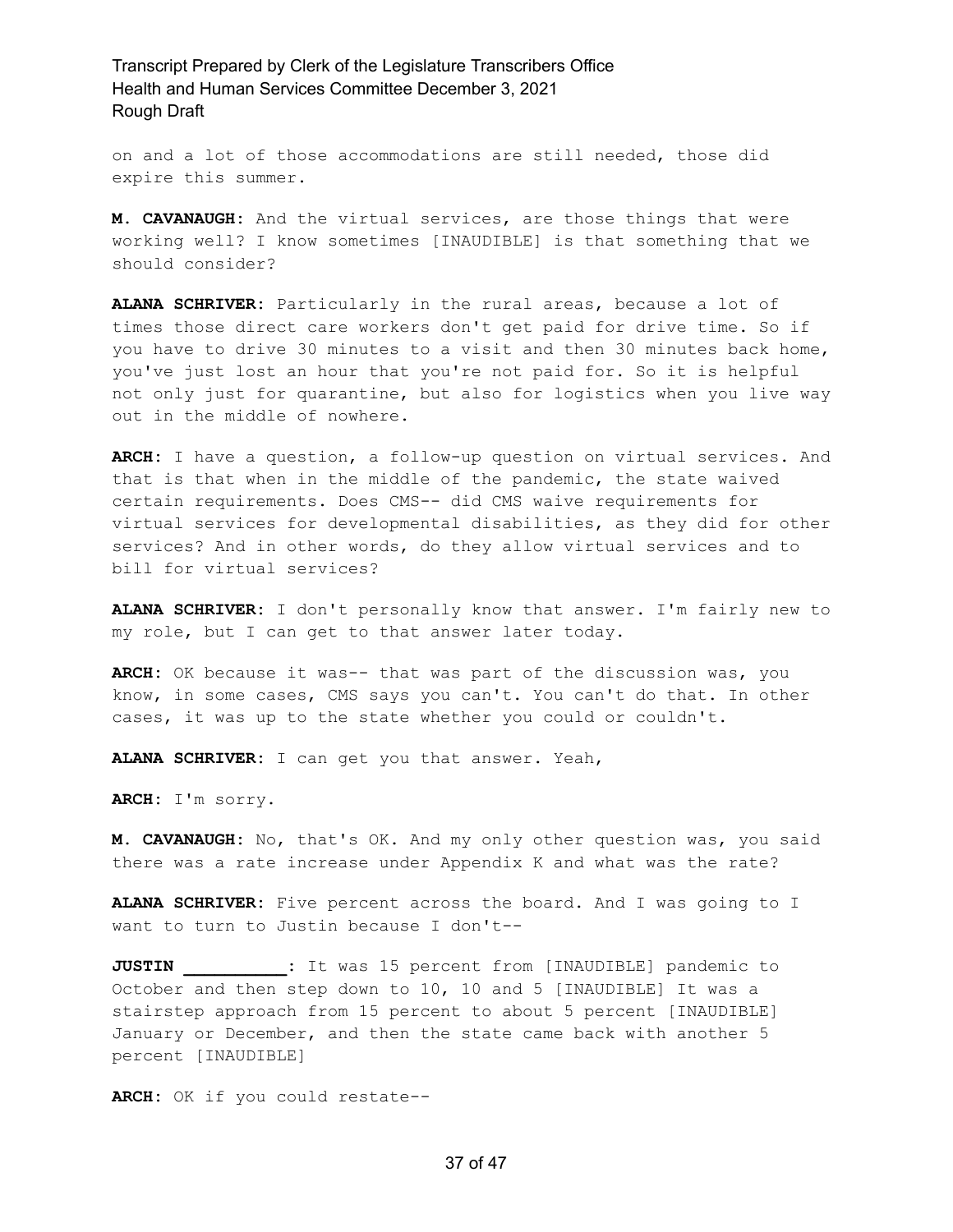on and a lot of those accommodations are still needed, those did expire this summer.

**M. CAVANAUGH:** And the virtual services, are those things that were working well? I know sometimes [INAUDIBLE] is that something that we should consider?

**ALANA SCHRIVER:** Particularly in the rural areas, because a lot of times those direct care workers don't get paid for drive time. So if you have to drive 30 minutes to a visit and then 30 minutes back home, you've just lost an hour that you're not paid for. So it is helpful not only just for quarantine, but also for logistics when you live way out in the middle of nowhere.

**ARCH:** I have a question, a follow-up question on virtual services. And that is that when in the middle of the pandemic, the state waived certain requirements. Does CMS-- did CMS waive requirements for virtual services for developmental disabilities, as they did for other services? And in other words, do they allow virtual services and to bill for virtual services?

**ALANA SCHRIVER:** I don't personally know that answer. I'm fairly new to my role, but I can get to that answer later today.

**ARCH:** OK because it was-- that was part of the discussion was, you know, in some cases, CMS says you can't. You can't do that. In other cases, it was up to the state whether you could or couldn't.

**ALANA SCHRIVER:** I can get you that answer. Yeah,

**ARCH:** I'm sorry.

**M. CAVANAUGH:** No, that's OK. And my only other question was, you said there was a rate increase under Appendix K and what was the rate?

**ALANA SCHRIVER:** Five percent across the board. And I was going to I want to turn to Justin because I don't--

**JUSTIN __________:** It was 15 percent from [INAUDIBLE] pandemic to October and then step down to 10, 10 and 5 [INAUDIBLE] It was a stairstep approach from 15 percent to about 5 percent [INAUDIBLE] January or December, and then the state came back with another 5 percent [INAUDIBLE]

**ARCH:** OK if you could restate--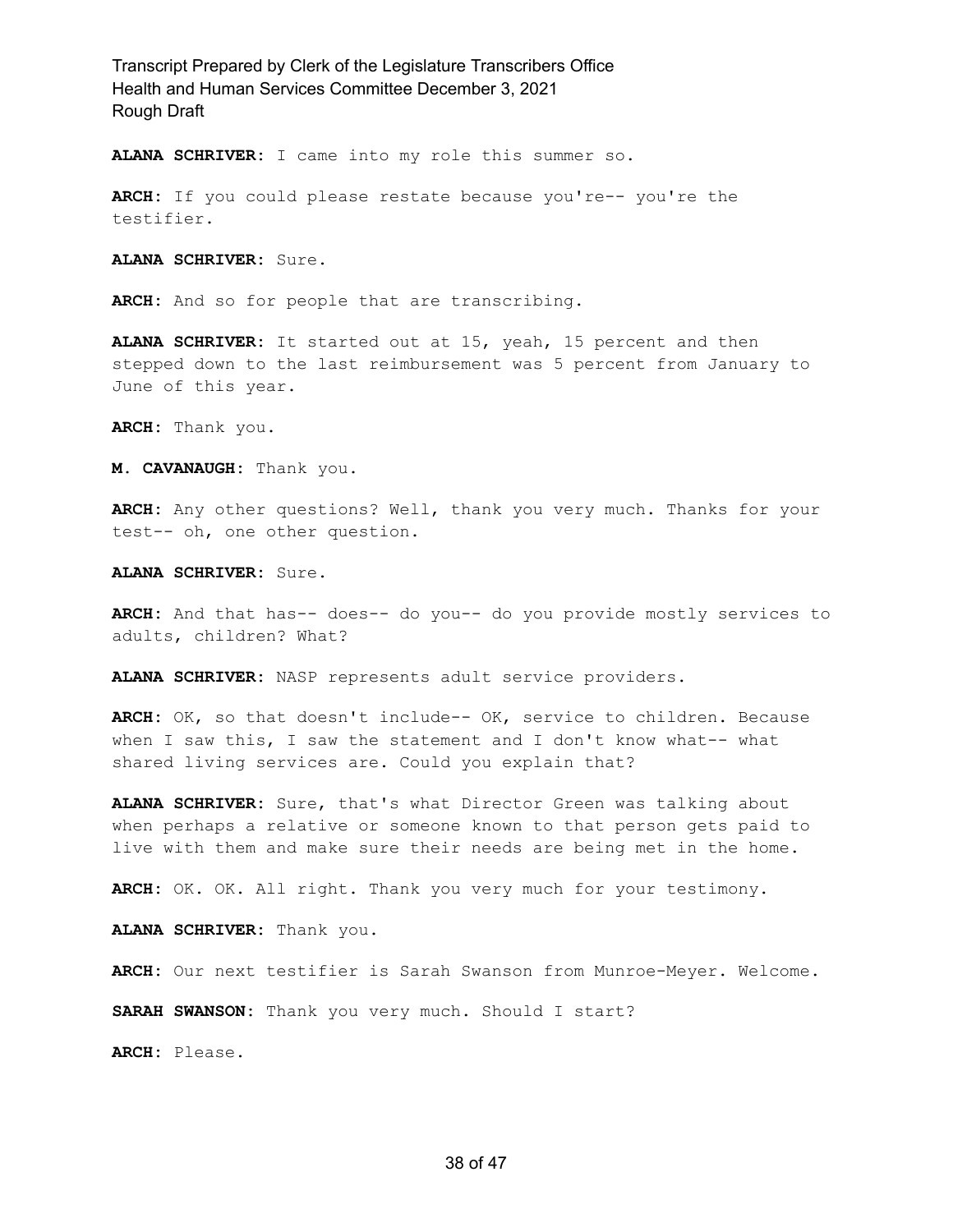**ALANA SCHRIVER:** I came into my role this summer so.

**ARCH:** If you could please restate because you're-- you're the testifier.

**ALANA SCHRIVER:** Sure.

**ARCH:** And so for people that are transcribing.

**ALANA SCHRIVER:** It started out at 15, yeah, 15 percent and then stepped down to the last reimbursement was 5 percent from January to June of this year.

**ARCH:** Thank you.

**M. CAVANAUGH:** Thank you.

**ARCH:** Any other questions? Well, thank you very much. Thanks for your test-- oh, one other question.

**ALANA SCHRIVER:** Sure.

**ARCH:** And that has-- does-- do you-- do you provide mostly services to adults, children? What?

**ALANA SCHRIVER:** NASP represents adult service providers.

**ARCH:** OK, so that doesn't include-- OK, service to children. Because when I saw this, I saw the statement and I don't know what-- what shared living services are. Could you explain that?

**ALANA SCHRIVER:** Sure, that's what Director Green was talking about when perhaps a relative or someone known to that person gets paid to live with them and make sure their needs are being met in the home.

**ARCH:** OK. OK. All right. Thank you very much for your testimony.

**ALANA SCHRIVER:** Thank you.

**ARCH:** Our next testifier is Sarah Swanson from Munroe-Meyer. Welcome.

**SARAH SWANSON:** Thank you very much. Should I start?

**ARCH:** Please.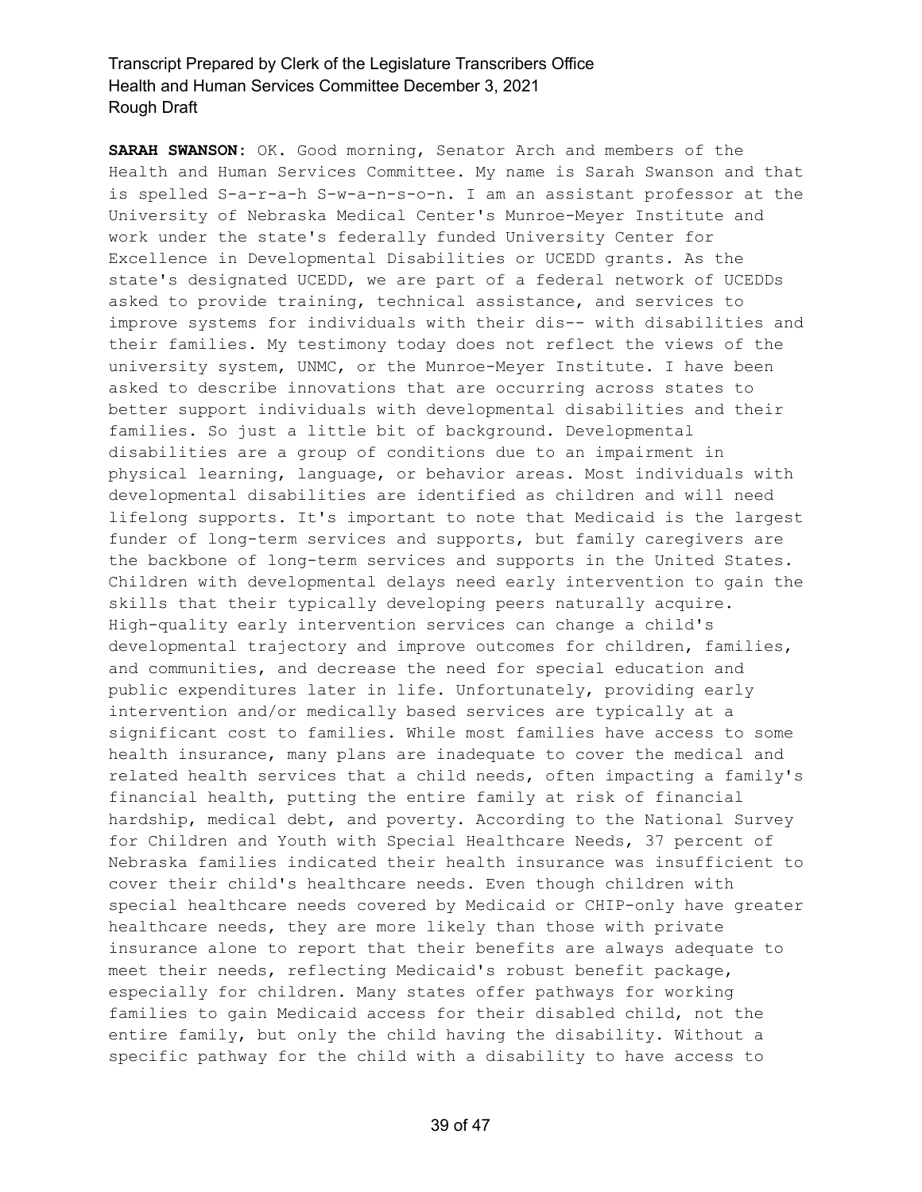**SARAH SWANSON:** OK. Good morning, Senator Arch and members of the Health and Human Services Committee. My name is Sarah Swanson and that is spelled S-a-r-a-h S-w-a-n-s-o-n. I am an assistant professor at the University of Nebraska Medical Center's Munroe-Meyer Institute and work under the state's federally funded University Center for Excellence in Developmental Disabilities or UCEDD grants. As the state's designated UCEDD, we are part of a federal network of UCEDDs asked to provide training, technical assistance, and services to improve systems for individuals with their dis-- with disabilities and their families. My testimony today does not reflect the views of the university system, UNMC, or the Munroe-Meyer Institute. I have been asked to describe innovations that are occurring across states to better support individuals with developmental disabilities and their families. So just a little bit of background. Developmental disabilities are a group of conditions due to an impairment in physical learning, language, or behavior areas. Most individuals with developmental disabilities are identified as children and will need lifelong supports. It's important to note that Medicaid is the largest funder of long-term services and supports, but family caregivers are the backbone of long-term services and supports in the United States. Children with developmental delays need early intervention to gain the skills that their typically developing peers naturally acquire. High-quality early intervention services can change a child's developmental trajectory and improve outcomes for children, families, and communities, and decrease the need for special education and public expenditures later in life. Unfortunately, providing early intervention and/or medically based services are typically at a significant cost to families. While most families have access to some health insurance, many plans are inadequate to cover the medical and related health services that a child needs, often impacting a family's financial health, putting the entire family at risk of financial hardship, medical debt, and poverty. According to the National Survey for Children and Youth with Special Healthcare Needs, 37 percent of Nebraska families indicated their health insurance was insufficient to cover their child's healthcare needs. Even though children with special healthcare needs covered by Medicaid or CHIP-only have greater healthcare needs, they are more likely than those with private insurance alone to report that their benefits are always adequate to meet their needs, reflecting Medicaid's robust benefit package, especially for children. Many states offer pathways for working families to gain Medicaid access for their disabled child, not the entire family, but only the child having the disability. Without a specific pathway for the child with a disability to have access to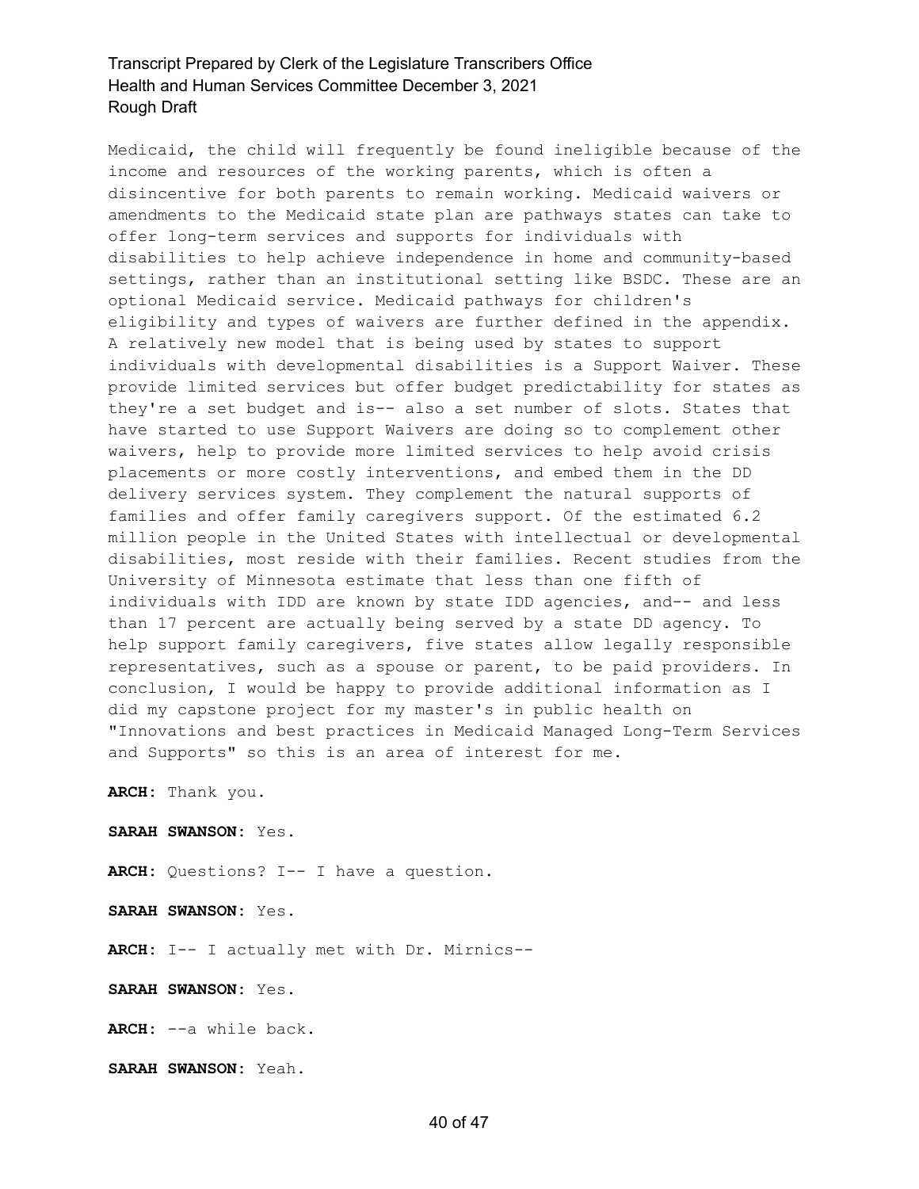Medicaid, the child will frequently be found ineligible because of the income and resources of the working parents, which is often a disincentive for both parents to remain working. Medicaid waivers or amendments to the Medicaid state plan are pathways states can take to offer long-term services and supports for individuals with disabilities to help achieve independence in home and community-based settings, rather than an institutional setting like BSDC. These are an optional Medicaid service. Medicaid pathways for children's eligibility and types of waivers are further defined in the appendix. A relatively new model that is being used by states to support individuals with developmental disabilities is a Support Waiver. These provide limited services but offer budget predictability for states as they're a set budget and is-- also a set number of slots. States that have started to use Support Waivers are doing so to complement other waivers, help to provide more limited services to help avoid crisis placements or more costly interventions, and embed them in the DD delivery services system. They complement the natural supports of families and offer family caregivers support. Of the estimated 6.2 million people in the United States with intellectual or developmental disabilities, most reside with their families. Recent studies from the University of Minnesota estimate that less than one fifth of individuals with IDD are known by state IDD agencies, and-- and less than 17 percent are actually being served by a state DD agency. To help support family caregivers, five states allow legally responsible representatives, such as a spouse or parent, to be paid providers. In conclusion, I would be happy to provide additional information as I did my capstone project for my master's in public health on "Innovations and best practices in Medicaid Managed Long-Term Services and Supports" so this is an area of interest for me.

**ARCH:** Thank you.

**SARAH SWANSON:** Yes.

**ARCH:** Questions? I-- I have a question.

**SARAH SWANSON:** Yes.

**ARCH:** I-- I actually met with Dr. Mirnics--

**SARAH SWANSON:** Yes.

**ARCH:** --a while back.

**SARAH SWANSON:** Yeah.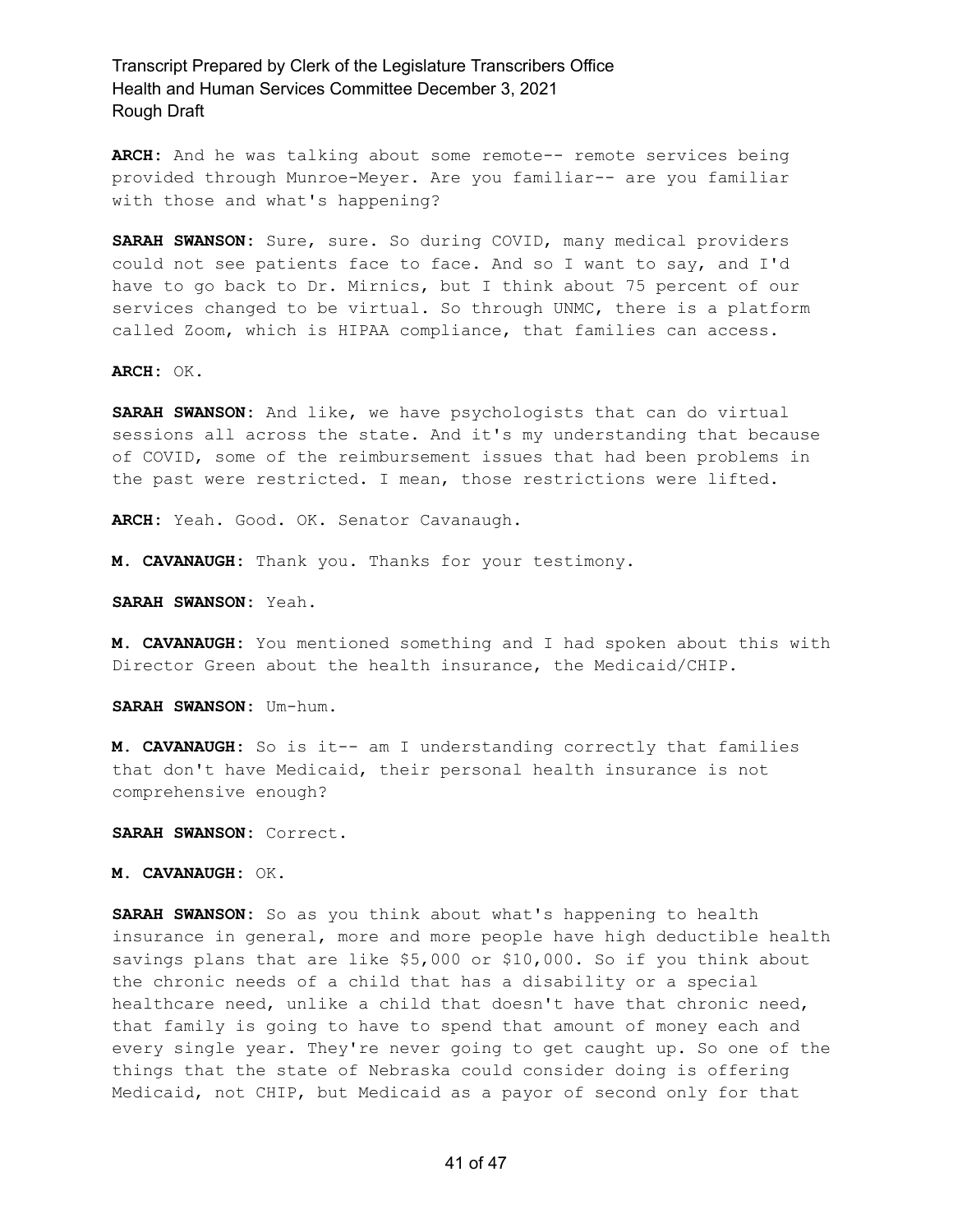**ARCH:** And he was talking about some remote-- remote services being provided through Munroe-Meyer. Are you familiar-- are you familiar with those and what's happening?

**SARAH SWANSON:** Sure, sure. So during COVID, many medical providers could not see patients face to face. And so I want to say, and I'd have to go back to Dr. Mirnics, but I think about 75 percent of our services changed to be virtual. So through UNMC, there is a platform called Zoom, which is HIPAA compliance, that families can access.

**ARCH:** OK.

**SARAH SWANSON:** And like, we have psychologists that can do virtual sessions all across the state. And it's my understanding that because of COVID, some of the reimbursement issues that had been problems in the past were restricted. I mean, those restrictions were lifted.

**ARCH:** Yeah. Good. OK. Senator Cavanaugh.

**M. CAVANAUGH:** Thank you. Thanks for your testimony.

**SARAH SWANSON:** Yeah.

**M. CAVANAUGH:** You mentioned something and I had spoken about this with Director Green about the health insurance, the Medicaid/CHIP.

**SARAH SWANSON:** Um-hum.

**M. CAVANAUGH:** So is it-- am I understanding correctly that families that don't have Medicaid, their personal health insurance is not comprehensive enough?

**SARAH SWANSON:** Correct.

**M. CAVANAUGH:** OK.

**SARAH SWANSON:** So as you think about what's happening to health insurance in general, more and more people have high deductible health savings plans that are like $5,000 or $10,000. So if you think about the chronic needs of a child that has a disability or a special healthcare need, unlike a child that doesn't have that chronic need, that family is going to have to spend that amount of money each and every single year. They're never going to get caught up. So one of the things that the state of Nebraska could consider doing is offering Medicaid, not CHIP, but Medicaid as a payor of second only for that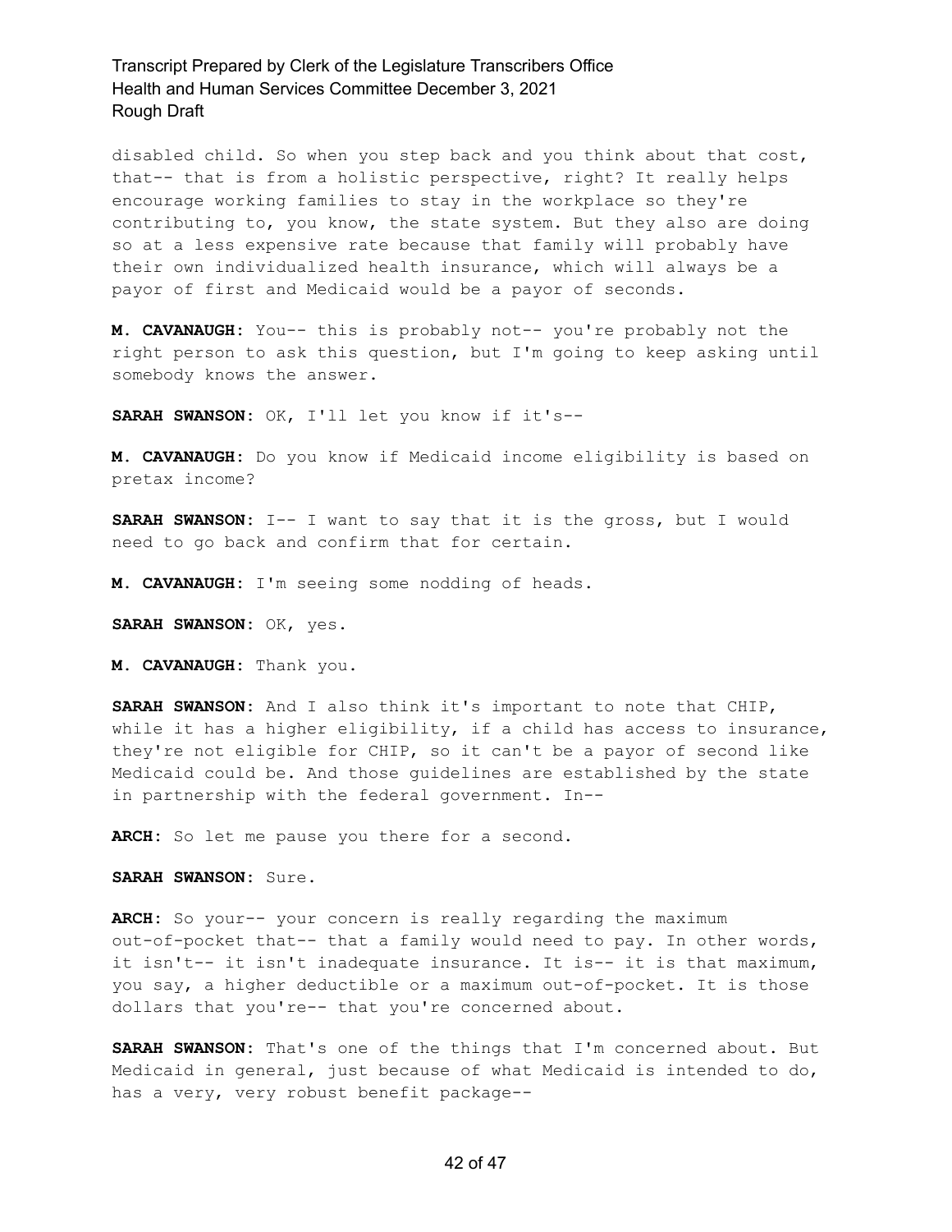disabled child. So when you step back and you think about that cost, that-- that is from a holistic perspective, right? It really helps encourage working families to stay in the workplace so they're contributing to, you know, the state system. But they also are doing so at a less expensive rate because that family will probably have their own individualized health insurance, which will always be a payor of first and Medicaid would be a payor of seconds.

**M. CAVANAUGH:** You-- this is probably not-- you're probably not the right person to ask this question, but I'm going to keep asking until somebody knows the answer.

**SARAH SWANSON:** OK, I'll let you know if it's--

**M. CAVANAUGH:** Do you know if Medicaid income eligibility is based on pretax income?

**SARAH SWANSON:** I-- I want to say that it is the gross, but I would need to go back and confirm that for certain.

**M. CAVANAUGH:** I'm seeing some nodding of heads.

**SARAH SWANSON:** OK, yes.

**M. CAVANAUGH:** Thank you.

**SARAH SWANSON:** And I also think it's important to note that CHIP, while it has a higher eligibility, if a child has access to insurance, they're not eligible for CHIP, so it can't be a payor of second like Medicaid could be. And those guidelines are established by the state in partnership with the federal government. In--

**ARCH:** So let me pause you there for a second.

**SARAH SWANSON:** Sure.

**ARCH:** So your-- your concern is really regarding the maximum out-of-pocket that-- that a family would need to pay. In other words, it isn't-- it isn't inadequate insurance. It is-- it is that maximum, you say, a higher deductible or a maximum out-of-pocket. It is those dollars that you're-- that you're concerned about.

**SARAH SWANSON:** That's one of the things that I'm concerned about. But Medicaid in general, just because of what Medicaid is intended to do, has a very, very robust benefit package--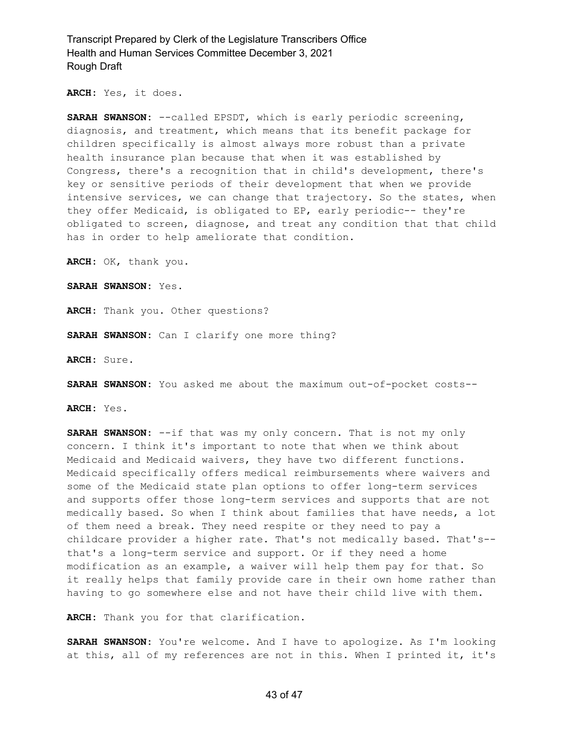**ARCH:** Yes, it does.

**SARAH SWANSON:** --called EPSDT, which is early periodic screening, diagnosis, and treatment, which means that its benefit package for children specifically is almost always more robust than a private health insurance plan because that when it was established by Congress, there's a recognition that in child's development, there's key or sensitive periods of their development that when we provide intensive services, we can change that trajectory. So the states, when they offer Medicaid, is obligated to EP, early periodic-- they're obligated to screen, diagnose, and treat any condition that that child has in order to help ameliorate that condition.

**ARCH:** OK, thank you.

**SARAH SWANSON:** Yes.

**ARCH:** Thank you. Other questions?

**SARAH SWANSON:** Can I clarify one more thing?

**ARCH:** Sure.

**SARAH SWANSON:** You asked me about the maximum out-of-pocket costs--

**ARCH:** Yes.

**SARAH SWANSON:** --if that was my only concern. That is not my only concern. I think it's important to note that when we think about Medicaid and Medicaid waivers, they have two different functions. Medicaid specifically offers medical reimbursements where waivers and some of the Medicaid state plan options to offer long-term services and supports offer those long-term services and supports that are not medically based. So when I think about families that have needs, a lot of them need a break. They need respite or they need to pay a childcare provider a higher rate. That's not medically based. That's-- that's a long-term service and support. Or if they need a home modification as an example, a waiver will help them pay for that. So it really helps that family provide care in their own home rather than having to go somewhere else and not have their child live with them.

**ARCH:** Thank you for that clarification.

**SARAH SWANSON:** You're welcome. And I have to apologize. As I'm looking at this, all of my references are not in this. When I printed it, it's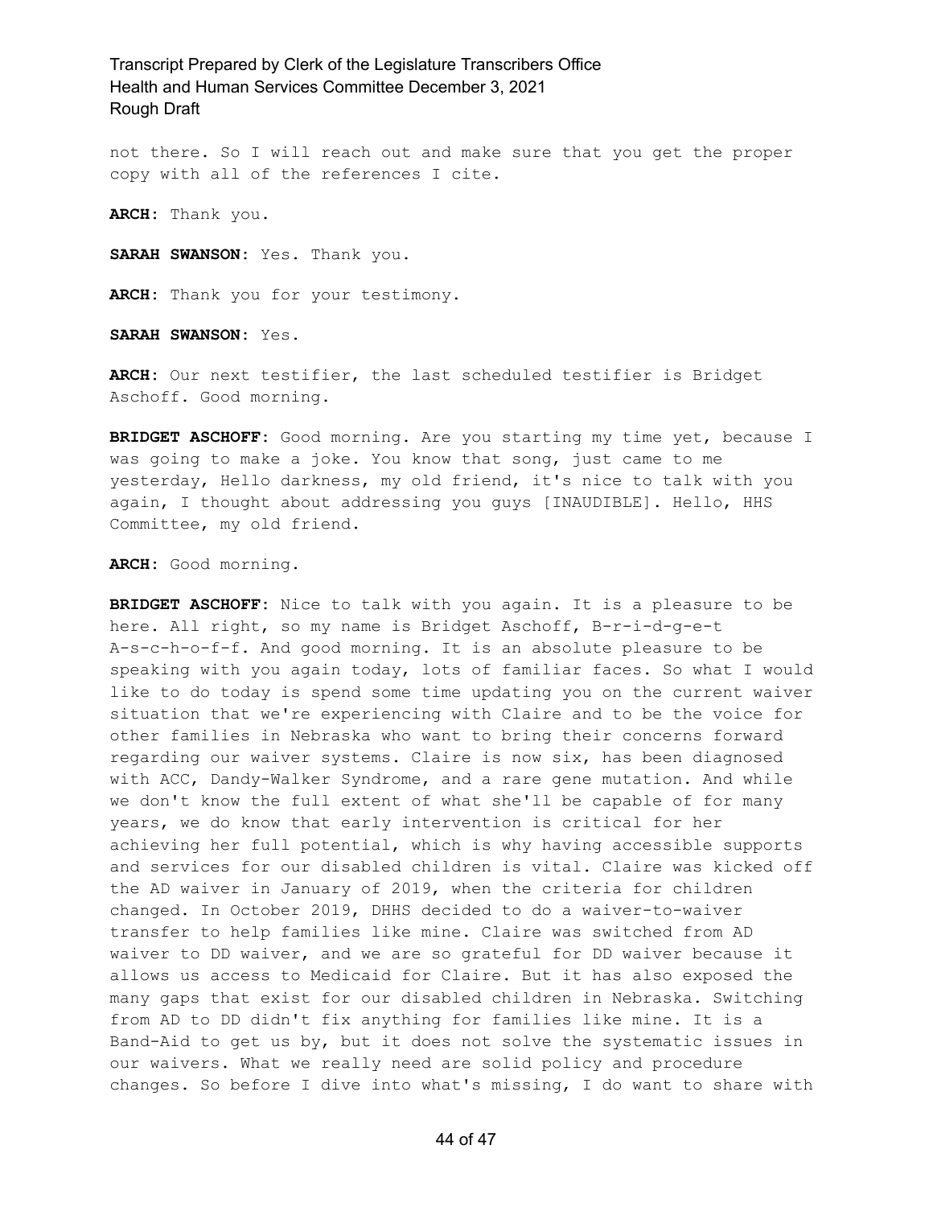not there. So I will reach out and make sure that you get the proper copy with all of the references I cite.

**ARCH:** Thank you.

**SARAH SWANSON:** Yes. Thank you.

**ARCH:** Thank you for your testimony.

**SARAH SWANSON:** Yes.

**ARCH:** Our next testifier, the last scheduled testifier is Bridget Aschoff. Good morning.

**BRIDGET ASCHOFF:** Good morning. Are you starting my time yet, because I was going to make a joke. You know that song, just came to me yesterday, Hello darkness, my old friend, it's nice to talk with you again, I thought about addressing you guys [INAUDIBLE]. Hello, HHS Committee, my old friend.

**ARCH:** Good morning.

**BRIDGET ASCHOFF:** Nice to talk with you again. It is a pleasure to be here. All right, so my name is Bridget Aschoff, B-r-i-d-g-e-t A-s-c-h-o-f-f. And good morning. It is an absolute pleasure to be speaking with you again today, lots of familiar faces. So what I would like to do today is spend some time updating you on the current waiver situation that we're experiencing with Claire and to be the voice for other families in Nebraska who want to bring their concerns forward regarding our waiver systems. Claire is now six, has been diagnosed with ACC, Dandy-Walker Syndrome, and a rare gene mutation. And while we don't know the full extent of what she'll be capable of for many years, we do know that early intervention is critical for her achieving her full potential, which is why having accessible supports and services for our disabled children is vital. Claire was kicked off the AD waiver in January of 2019, when the criteria for children changed. In October 2019, DHHS decided to do a waiver-to-waiver transfer to help families like mine. Claire was switched from AD waiver to DD waiver, and we are so grateful for DD waiver because it allows us access to Medicaid for Claire. But it has also exposed the many gaps that exist for our disabled children in Nebraska. Switching from AD to DD didn't fix anything for families like mine. It is a Band-Aid to get us by, but it does not solve the systematic issues in our waivers. What we really need are solid policy and procedure changes. So before I dive into what's missing, I do want to share with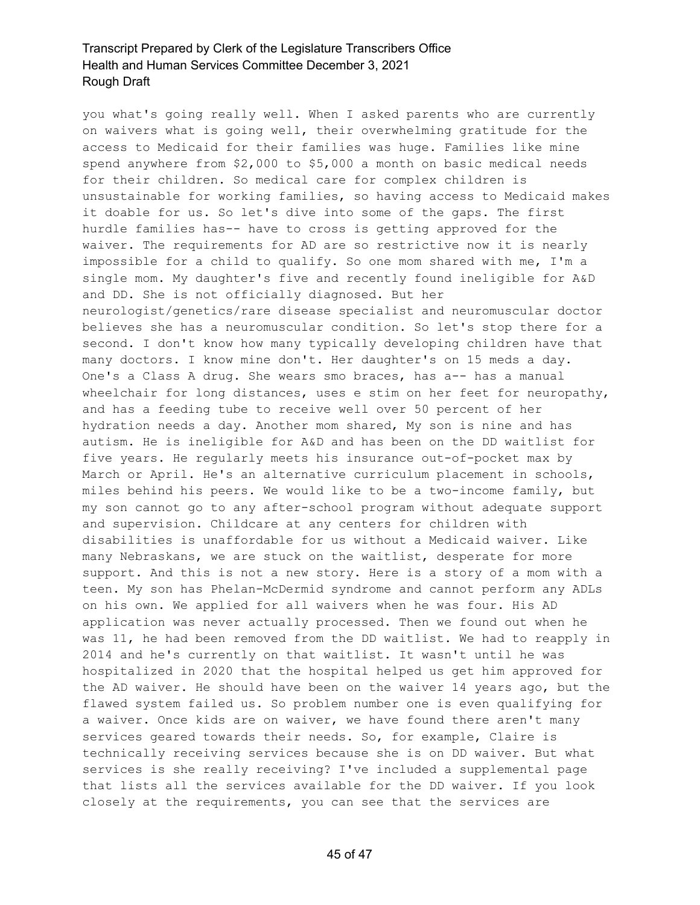you what's going really well. When I asked parents who are currently on waivers what is going well, their overwhelming gratitude for the access to Medicaid for their families was huge. Families like mine spend anywhere from $2,000 to $5,000 a month on basic medical needs for their children. So medical care for complex children is unsustainable for working families, so having access to Medicaid makes it doable for us. So let's dive into some of the gaps. The first hurdle families has-- have to cross is getting approved for the waiver. The requirements for AD are so restrictive now it is nearly impossible for a child to qualify. So one mom shared with me, I'm a single mom. My daughter's five and recently found ineligible for A&D and DD. She is not officially diagnosed. But her neurologist/genetics/rare disease specialist and neuromuscular doctor believes she has a neuromuscular condition. So let's stop there for a second. I don't know how many typically developing children have that many doctors. I know mine don't. Her daughter's on 15 meds a day. One's a Class A drug. She wears smo braces, has a-- has a manual wheelchair for long distances, uses e stim on her feet for neuropathy, and has a feeding tube to receive well over 50 percent of her hydration needs a day. Another mom shared, My son is nine and has autism. He is ineligible for A&D and has been on the DD waitlist for five years. He regularly meets his insurance out-of-pocket max by March or April. He's an alternative curriculum placement in schools, miles behind his peers. We would like to be a two-income family, but my son cannot go to any after-school program without adequate support and supervision. Childcare at any centers for children with disabilities is unaffordable for us without a Medicaid waiver. Like many Nebraskans, we are stuck on the waitlist, desperate for more support. And this is not a new story. Here is a story of a mom with a teen. My son has Phelan-McDermid syndrome and cannot perform any ADLs on his own. We applied for all waivers when he was four. His AD application was never actually processed. Then we found out when he was 11, he had been removed from the DD waitlist. We had to reapply in 2014 and he's currently on that waitlist. It wasn't until he was hospitalized in 2020 that the hospital helped us get him approved for the AD waiver. He should have been on the waiver 14 years ago, but the flawed system failed us. So problem number one is even qualifying for a waiver. Once kids are on waiver, we have found there aren't many services geared towards their needs. So, for example, Claire is technically receiving services because she is on DD waiver. But what services is she really receiving? I've included a supplemental page that lists all the services available for the DD waiver. If you look closely at the requirements, you can see that the services are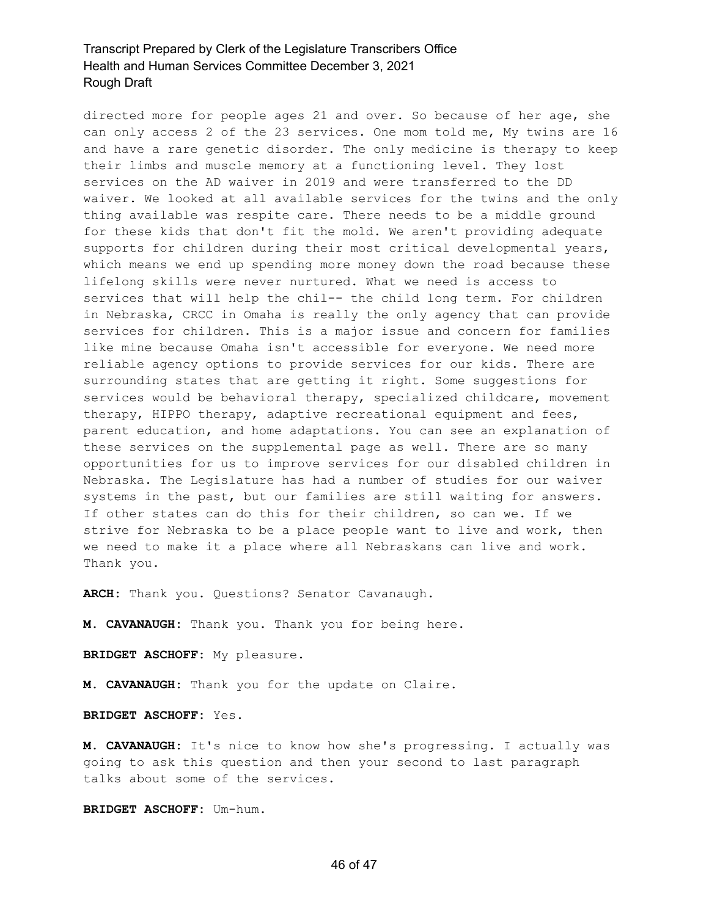directed more for people ages 21 and over. So because of her age, she can only access 2 of the 23 services. One mom told me, My twins are 16 and have a rare genetic disorder. The only medicine is therapy to keep their limbs and muscle memory at a functioning level. They lost services on the AD waiver in 2019 and were transferred to the DD waiver. We looked at all available services for the twins and the only thing available was respite care. There needs to be a middle ground for these kids that don't fit the mold. We aren't providing adequate supports for children during their most critical developmental years, which means we end up spending more money down the road because these lifelong skills were never nurtured. What we need is access to services that will help the chil-- the child long term. For children in Nebraska, CRCC in Omaha is really the only agency that can provide services for children. This is a major issue and concern for families like mine because Omaha isn't accessible for everyone. We need more reliable agency options to provide services for our kids. There are surrounding states that are getting it right. Some suggestions for services would be behavioral therapy, specialized childcare, movement therapy, HIPPO therapy, adaptive recreational equipment and fees, parent education, and home adaptations. You can see an explanation of these services on the supplemental page as well. There are so many opportunities for us to improve services for our disabled children in Nebraska. The Legislature has had a number of studies for our waiver systems in the past, but our families are still waiting for answers. If other states can do this for their children, so can we. If we strive for Nebraska to be a place people want to live and work, then we need to make it a place where all Nebraskans can live and work. Thank you.

**ARCH:** Thank you. Questions? Senator Cavanaugh.

**M. CAVANAUGH:** Thank you. Thank you for being here.

**BRIDGET ASCHOFF:** My pleasure.

**M. CAVANAUGH:** Thank you for the update on Claire.

**BRIDGET ASCHOFF:** Yes.

**M. CAVANAUGH:** It's nice to know how she's progressing. I actually was going to ask this question and then your second to last paragraph talks about some of the services.

**BRIDGET ASCHOFF:** Um-hum.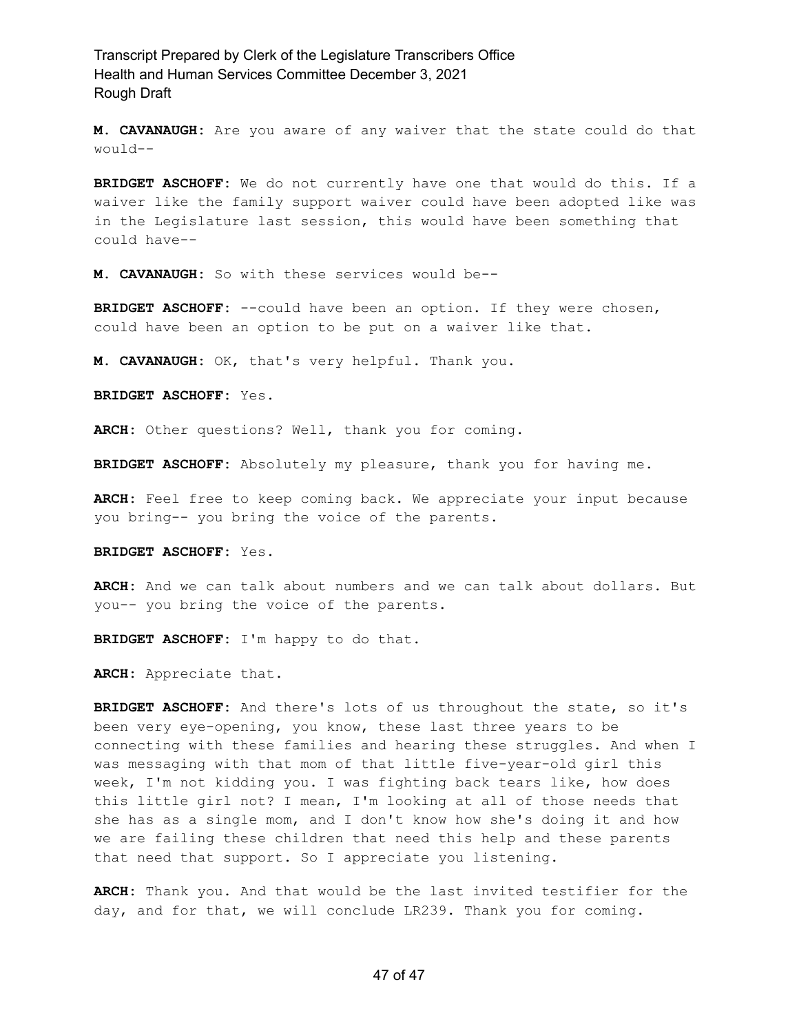**M. CAVANAUGH:** Are you aware of any waiver that the state could do that would--

**BRIDGET ASCHOFF:** We do not currently have one that would do this. If a waiver like the family support waiver could have been adopted like was in the Legislature last session, this would have been something that could have--

**M. CAVANAUGH:** So with these services would be--

**BRIDGET ASCHOFF:** --could have been an option. If they were chosen, could have been an option to be put on a waiver like that.

**M. CAVANAUGH:** OK, that's very helpful. Thank you.

**BRIDGET ASCHOFF:** Yes.

**ARCH:** Other questions? Well, thank you for coming.

**BRIDGET ASCHOFF:** Absolutely my pleasure, thank you for having me.

**ARCH:** Feel free to keep coming back. We appreciate your input because you bring-- you bring the voice of the parents.

**BRIDGET ASCHOFF:** Yes.

**ARCH:** And we can talk about numbers and we can talk about dollars. But you-- you bring the voice of the parents.

**BRIDGET ASCHOFF:** I'm happy to do that.

**ARCH:** Appreciate that.

**BRIDGET ASCHOFF:** And there's lots of us throughout the state, so it's been very eye-opening, you know, these last three years to be connecting with these families and hearing these struggles. And when I was messaging with that mom of that little five-year-old girl this week, I'm not kidding you. I was fighting back tears like, how does this little girl not? I mean, I'm looking at all of those needs that she has as a single mom, and I don't know how she's doing it and how we are failing these children that need this help and these parents that need that support. So I appreciate you listening.

**ARCH:** Thank you. And that would be the last invited testifier for the day, and for that, we will conclude LR239. Thank you for coming.